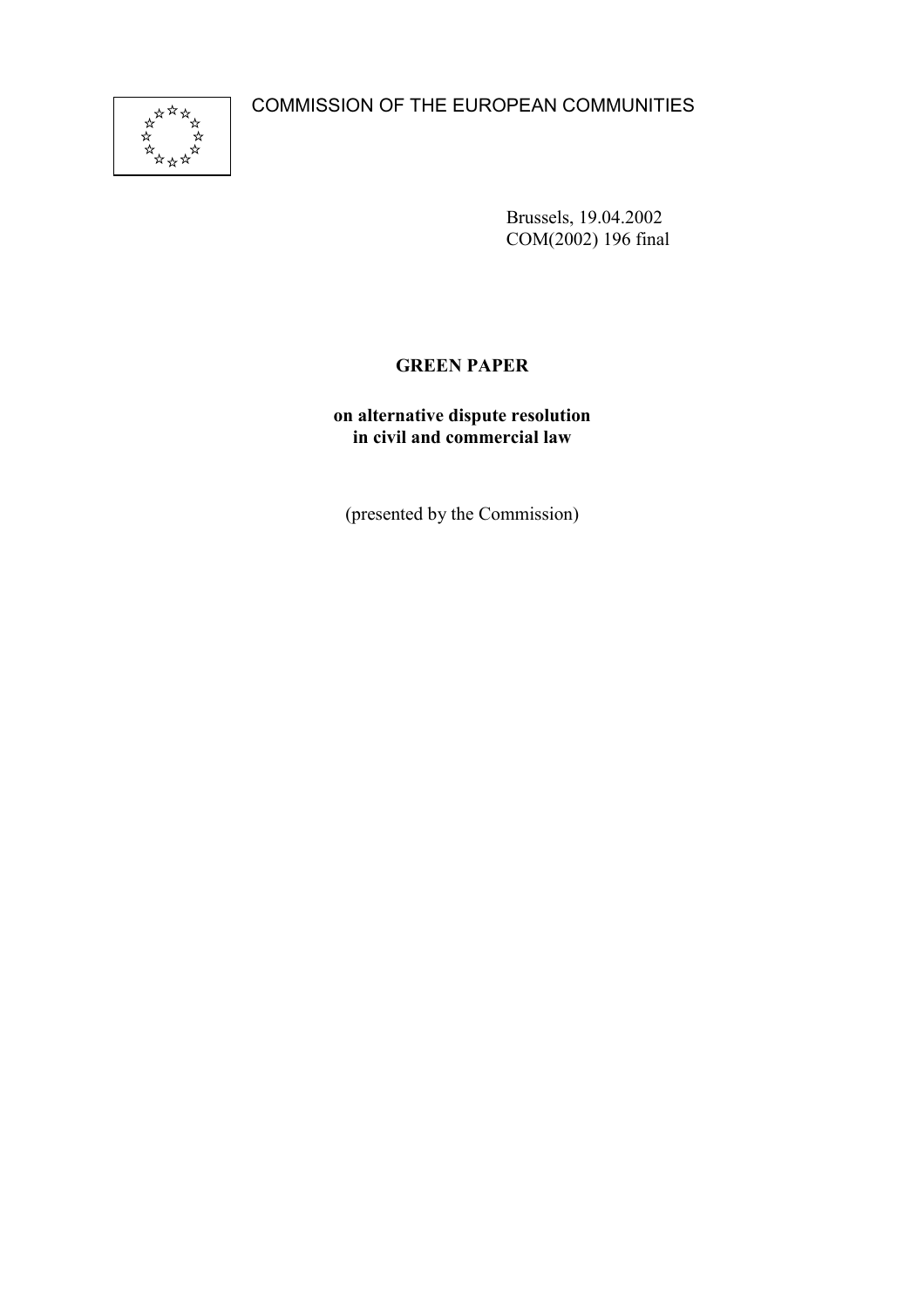COMMISSION OF THE EUROPEAN COMMUNITIES

Brussels, 19.04.2002
COM(2002) 196 final

# GREEN PAPER

## on alternative dispute resolution in civil and commercial law

(presented by the Commission)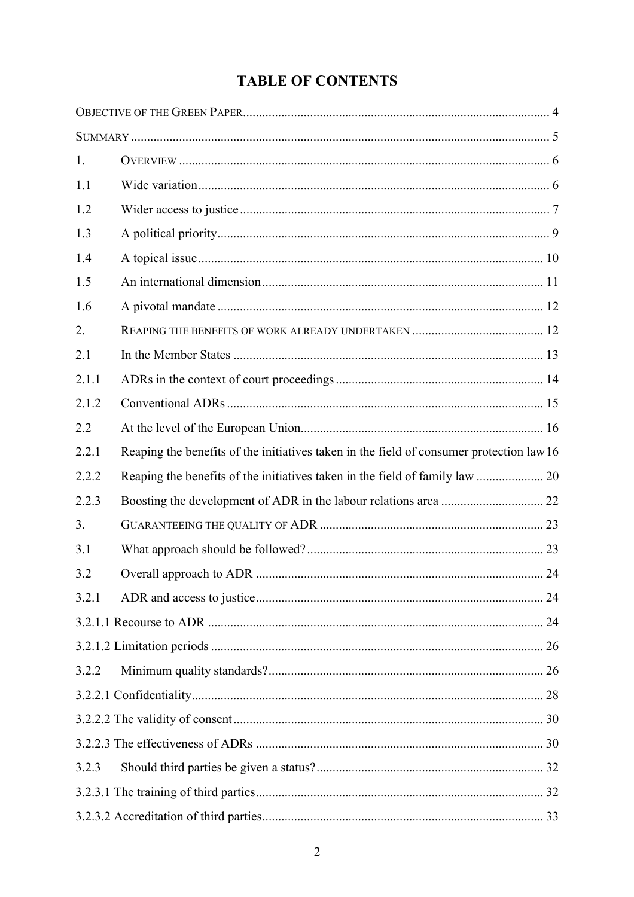# TABLE OF CONTENTS

OBJECTIVE OF THE GREEN PAPER ............................................................................................... 4

SUMMARY ................................................................................................................................... 5

1. OVERVIEW ................................................................................................................... 6

1.1 Wide variation ............................................................................................................. 6

1.2 Wider access to justice ................................................................................................ 7

1.3 A political priority ........................................................................................................ 9

1.4 A topical issue ............................................................................................................ 10

1.5 An international dimension ........................................................................................ 11

1.6 A pivotal mandate ...................................................................................................... 12

2. REAPING THE BENEFITS OF WORK ALREADY UNDERTAKEN .......................................... 12

2.1 In the Member States ................................................................................................. 13

2.1.1 ADRs in the context of court proceedings ................................................................. 14

2.1.2 Conventional ADRs .................................................................................................. 15

2.2 At the level of the European Union ............................................................................ 16

2.2.1 Reaping the benefits of the initiatives taken in the field of consumer protection law 16

2.2.2 Reaping the benefits of the initiatives taken in the field of family law ..................... 20

2.2.3 Boosting the development of ADR in the labour relations area ................................ 22

3. GUARANTEEING THE QUALITY OF ADR ...................................................................... 23

3.1 What approach should be followed? .......................................................................... 23

3.2 Overall approach to ADR .......................................................................................... 24

3.2.1 ADR and access to justice .......................................................................................... 24

3.2.1.1 Recourse to ADR ......................................................................................................... 24

3.2.1.2 Limitation periods ....................................................................................................... 26

3.2.2 Minimum quality standards? ..................................................................................... 26

3.2.2.1 Confidentiality ............................................................................................................. 28

3.2.2.2 The validity of consent ................................................................................................ 30

3.2.2.3 The effectiveness of ADRs ......................................................................................... 30

3.2.3 Should third parties be given a status? ....................................................................... 32

3.2.3.1 The training of third parties ......................................................................................... 32

3.2.3.2 Accreditation of third parties ........................................................................................ 33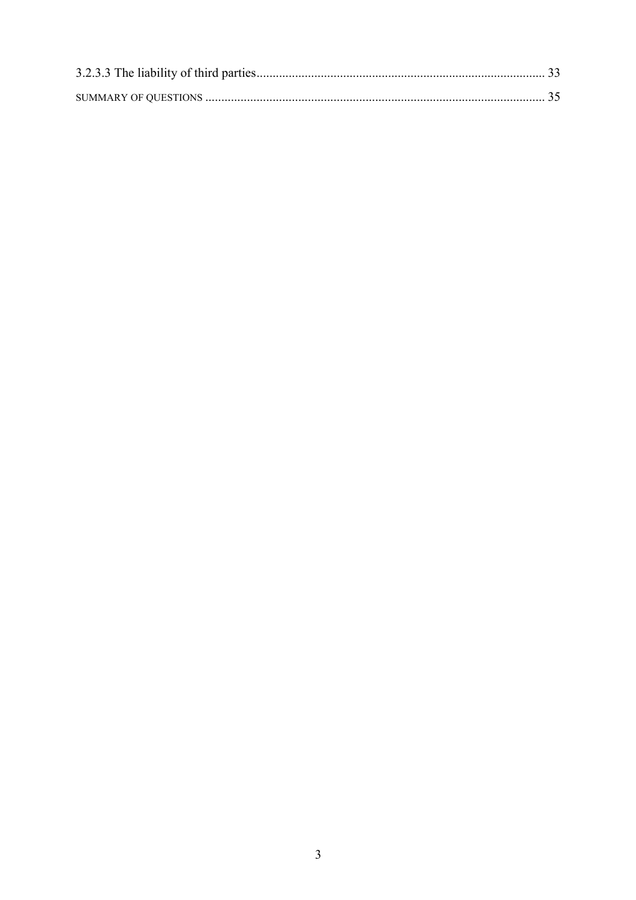3.2.3.3 The liability of third parties........................................................................................ 33

SUMMARY OF QUESTIONS ........................................................................................................ 35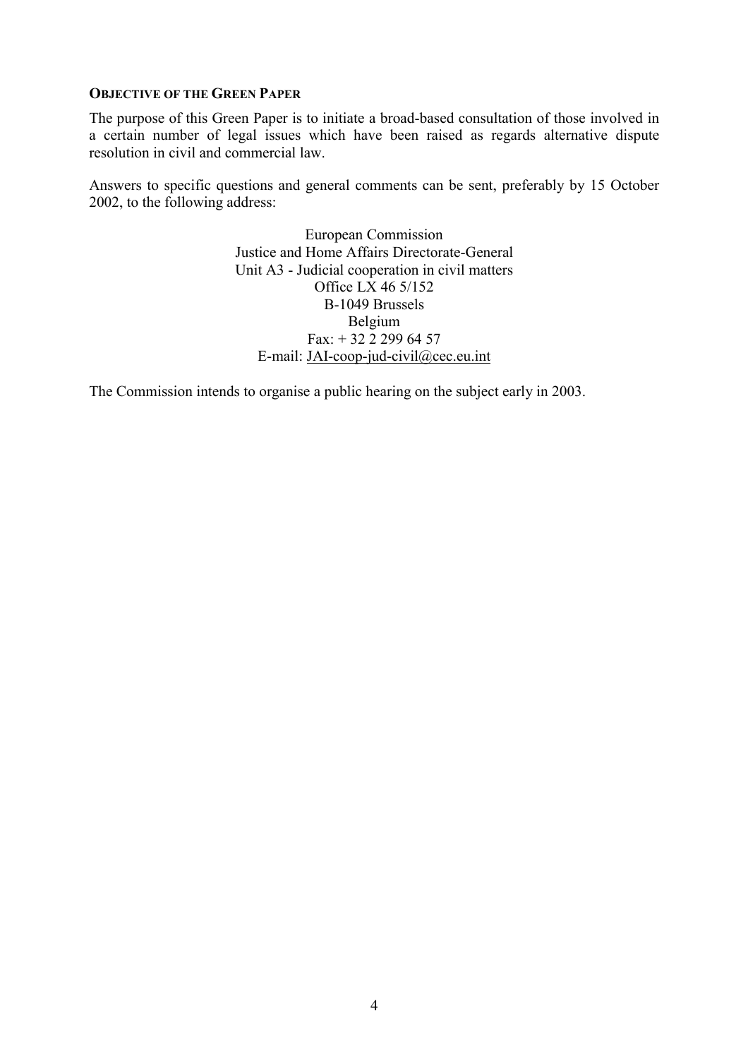## OBJECTIVE OF THE GREEN PAPER

The purpose of this Green Paper is to initiate a broad-based consultation of those involved in a certain number of legal issues which have been raised as regards alternative dispute resolution in civil and commercial law.

Answers to specific questions and general comments can be sent, preferably by 15 October 2002, to the following address:

European Commission
Justice and Home Affairs Directorate-General
Unit A3 - Judicial cooperation in civil matters
Office LX 46 5/152
B-1049 Brussels
Belgium
Fax: + 32 2 299 64 57
E-mail: JAI-coop-jud-civil@cec.eu.int

The Commission intends to organise a public hearing on the subject early in 2003.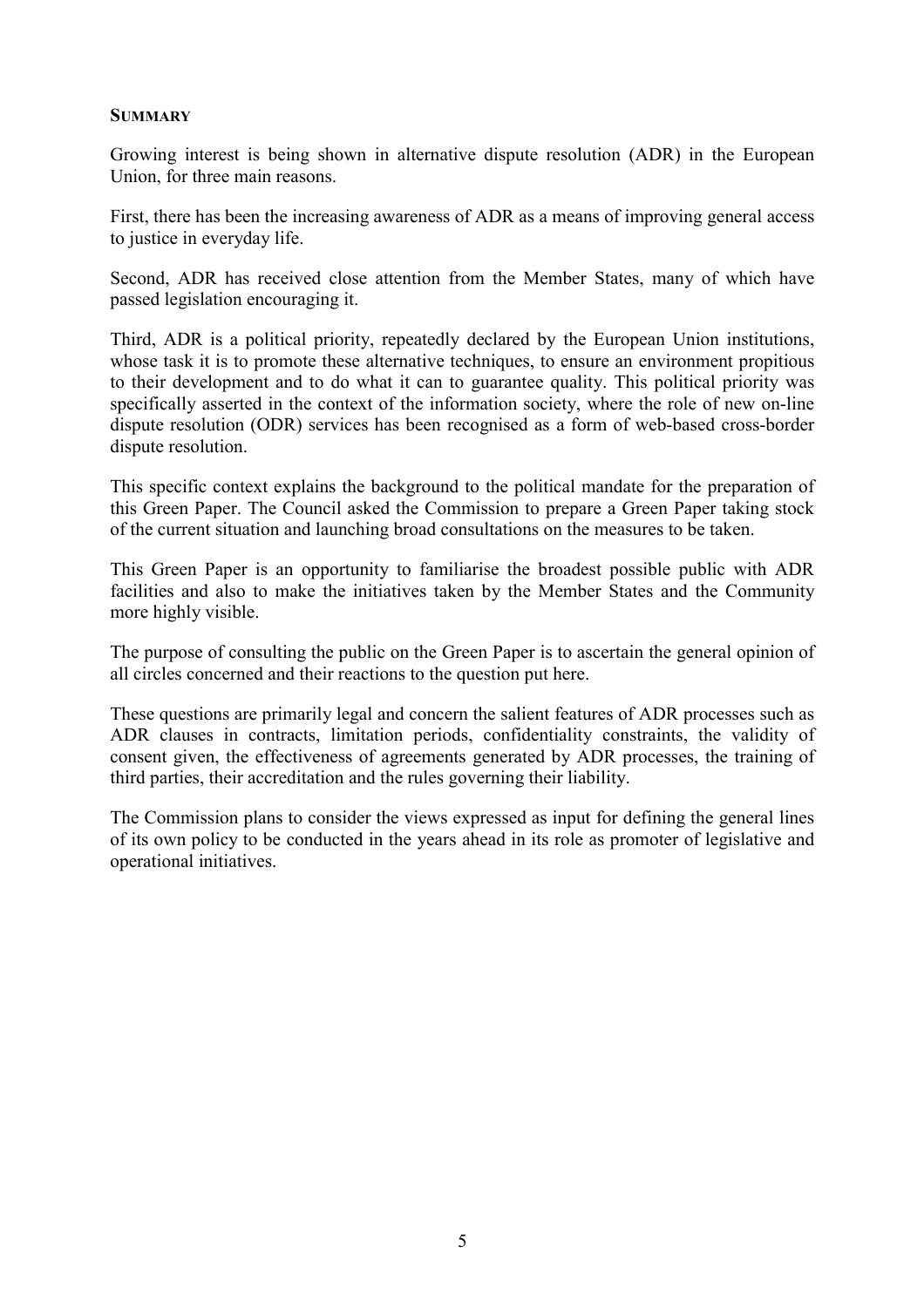## SUMMARY

Growing interest is being shown in alternative dispute resolution (ADR) in the European Union, for three main reasons.

First, there has been the increasing awareness of ADR as a means of improving general access to justice in everyday life.

Second, ADR has received close attention from the Member States, many of which have passed legislation encouraging it.

Third, ADR is a political priority, repeatedly declared by the European Union institutions, whose task it is to promote these alternative techniques, to ensure an environment propitious to their development and to do what it can to guarantee quality. This political priority was specifically asserted in the context of the information society, where the role of new on-line dispute resolution (ODR) services has been recognised as a form of web-based cross-border dispute resolution.

This specific context explains the background to the political mandate for the preparation of this Green Paper. The Council asked the Commission to prepare a Green Paper taking stock of the current situation and launching broad consultations on the measures to be taken.

This Green Paper is an opportunity to familiarise the broadest possible public with ADR facilities and also to make the initiatives taken by the Member States and the Community more highly visible.

The purpose of consulting the public on the Green Paper is to ascertain the general opinion of all circles concerned and their reactions to the question put here.

These questions are primarily legal and concern the salient features of ADR processes such as ADR clauses in contracts, limitation periods, confidentiality constraints, the validity of consent given, the effectiveness of agreements generated by ADR processes, the training of third parties, their accreditation and the rules governing their liability.

The Commission plans to consider the views expressed as input for defining the general lines of its own policy to be conducted in the years ahead in its role as promoter of legislative and operational initiatives.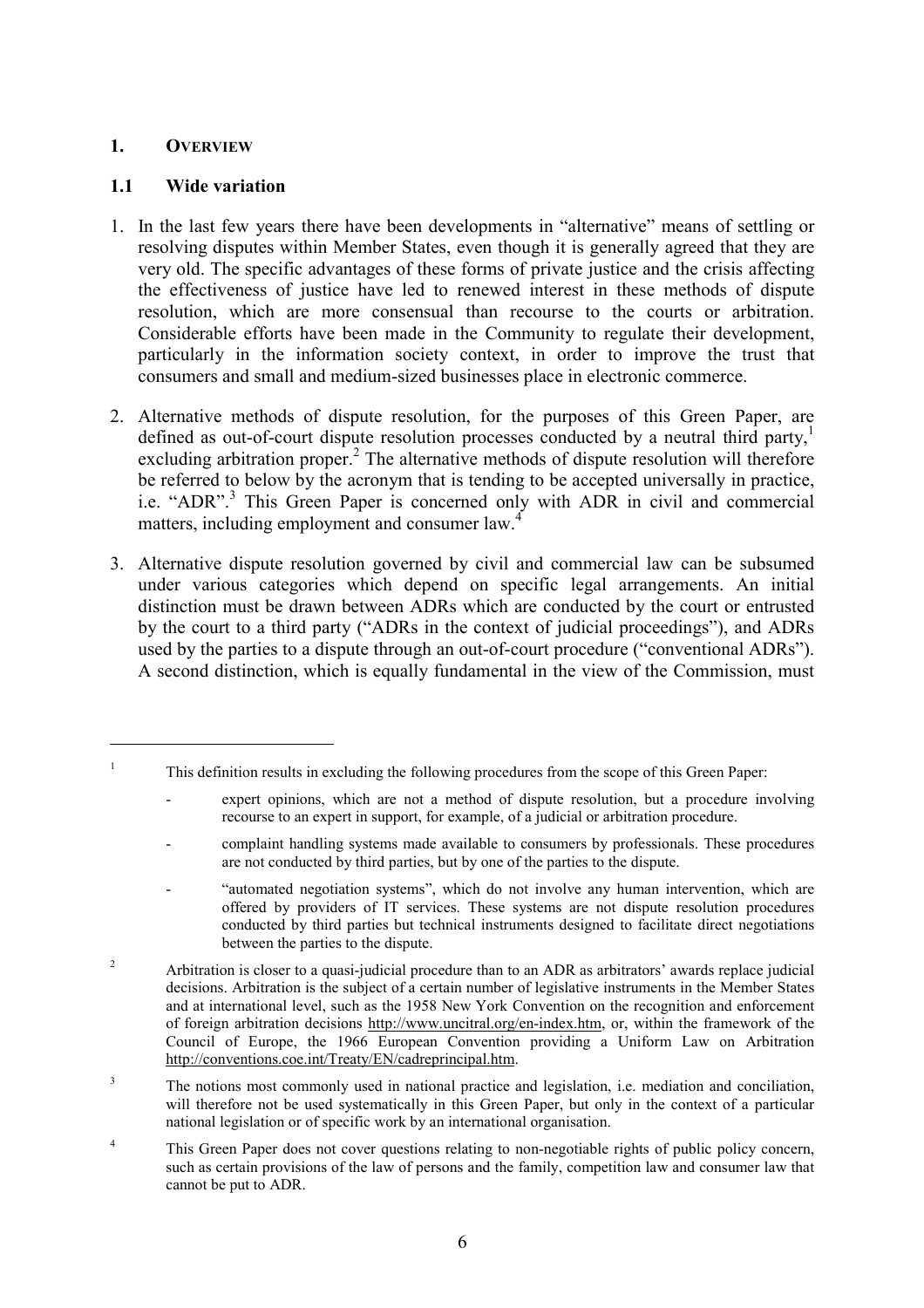## 1. OVERVIEW

### 1.1 Wide variation

1. In the last few years there have been developments in "alternative" means of settling or resolving disputes within Member States, even though it is generally agreed that they are very old. The specific advantages of these forms of private justice and the crisis affecting the effectiveness of justice have led to renewed interest in these methods of dispute resolution, which are more consensual than recourse to the courts or arbitration. Considerable efforts have been made in the Community to regulate their development, particularly in the information society context, in order to improve the trust that consumers and small and medium-sized businesses place in electronic commerce.

2. Alternative methods of dispute resolution, for the purposes of this Green Paper, are defined as out-of-court dispute resolution processes conducted by a neutral third party,[1] excluding arbitration proper.[2] The alternative methods of dispute resolution will therefore be referred to below by the acronym that is tending to be accepted universally in practice, i.e. "ADR".[3] This Green Paper is concerned only with ADR in civil and commercial matters, including employment and consumer law.[4]

3. Alternative dispute resolution governed by civil and commercial law can be subsumed under various categories which depend on specific legal arrangements. An initial distinction must be drawn between ADRs which are conducted by the court or entrusted by the court to a third party ("ADRs in the context of judicial proceedings"), and ADRs used by the parties to a dispute through an out-of-court procedure ("conventional ADRs"). A second distinction, which is equally fundamental in the view of the Commission, must

---

[1] This definition results in excluding the following procedures from the scope of this Green Paper:

- expert opinions, which are not a method of dispute resolution, but a procedure involving recourse to an expert in support, for example, of a judicial or arbitration procedure.
- complaint handling systems made available to consumers by professionals. These procedures are not conducted by third parties, but by one of the parties to the dispute.
- "automated negotiation systems", which do not involve any human intervention, which are offered by providers of IT services. These systems are not dispute resolution procedures conducted by third parties but technical instruments designed to facilitate direct negotiations between the parties to the dispute.

[2] Arbitration is closer to a quasi-judicial procedure than to an ADR as arbitrators' awards replace judicial decisions. Arbitration is the subject of a certain number of legislative instruments in the Member States and at international level, such as the 1958 New York Convention on the recognition and enforcement of foreign arbitration decisions http://www.uncitral.org/en-index.htm, or, within the framework of the Council of Europe, the 1966 European Convention providing a Uniform Law on Arbitration http://conventions.coe.int/Treaty/EN/cadreprincipal.htm.

[3] The notions most commonly used in national practice and legislation, i.e. mediation and conciliation, will therefore not be used systematically in this Green Paper, but only in the context of a particular national legislation or of specific work by an international organisation.

[4] This Green Paper does not cover questions relating to non-negotiable rights of public policy concern, such as certain provisions of the law of persons and the family, competition law and consumer law that cannot be put to ADR.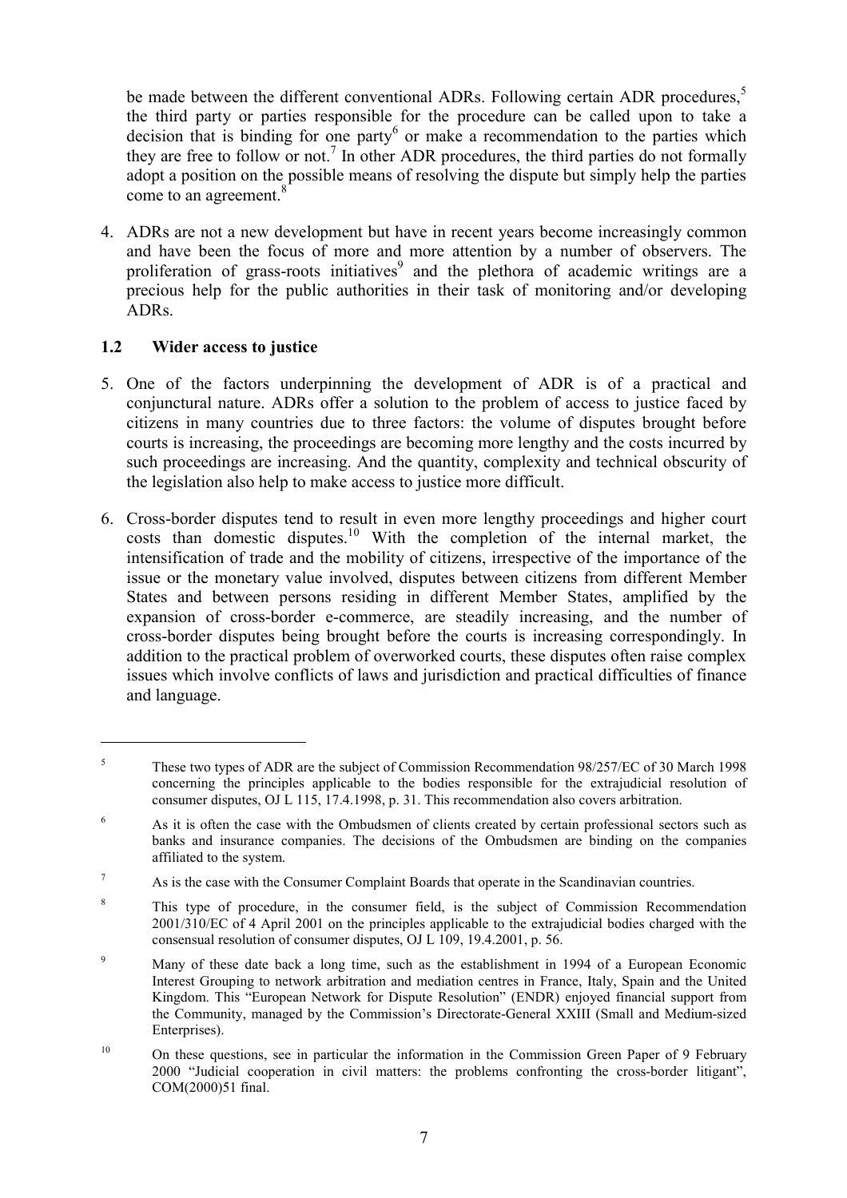be made between the different conventional ADRs. Following certain ADR procedures,[5] the third party or parties responsible for the procedure can be called upon to take a decision that is binding for one party[6] or make a recommendation to the parties which they are free to follow or not.[7] In other ADR procedures, the third parties do not formally adopt a position on the possible means of resolving the dispute but simply help the parties come to an agreement.[8]

4. ADRs are not a new development but have in recent years become increasingly common and have been the focus of more and more attention by a number of observers. The proliferation of grass-roots initiatives[9] and the plethora of academic writings are a precious help for the public authorities in their task of monitoring and/or developing ADRs.

### 1.2 Wider access to justice

5. One of the factors underpinning the development of ADR is of a practical and conjunctural nature. ADRs offer a solution to the problem of access to justice faced by citizens in many countries due to three factors: the volume of disputes brought before courts is increasing, the proceedings are becoming more lengthy and the costs incurred by such proceedings are increasing. And the quantity, complexity and technical obscurity of the legislation also help to make access to justice more difficult.

6. Cross-border disputes tend to result in even more lengthy proceedings and higher court costs than domestic disputes.[10] With the completion of the internal market, the intensification of trade and the mobility of citizens, irrespective of the importance of the issue or the monetary value involved, disputes between citizens from different Member States and between persons residing in different Member States, amplified by the expansion of cross-border e-commerce, are steadily increasing, and the number of cross-border disputes being brought before the courts is increasing correspondingly. In addition to the practical problem of overworked courts, these disputes often raise complex issues which involve conflicts of laws and jurisdiction and practical difficulties of finance and language.

---

[5] These two types of ADR are the subject of Commission Recommendation 98/257/EC of 30 March 1998 concerning the principles applicable to the bodies responsible for the extrajudicial resolution of consumer disputes, OJ L 115, 17.4.1998, p. 31. This recommendation also covers arbitration.

[6] As it is often the case with the Ombudsmen of clients created by certain professional sectors such as banks and insurance companies. The decisions of the Ombudsmen are binding on the companies affiliated to the system.

[7] As is the case with the Consumer Complaint Boards that operate in the Scandinavian countries.

[8] This type of procedure, in the consumer field, is the subject of Commission Recommendation 2001/310/EC of 4 April 2001 on the principles applicable to the extrajudicial bodies charged with the consensual resolution of consumer disputes, OJ L 109, 19.4.2001, p. 56.

[9] Many of these date back a long time, such as the establishment in 1994 of a European Economic Interest Grouping to network arbitration and mediation centres in France, Italy, Spain and the United Kingdom. This "European Network for Dispute Resolution" (ENDR) enjoyed financial support from the Community, managed by the Commission's Directorate-General XXIII (Small and Medium-sized Enterprises).

[10] On these questions, see in particular the information in the Commission Green Paper of 9 February 2000 "Judicial cooperation in civil matters: the problems confronting the cross-border litigant", COM(2000)51 final.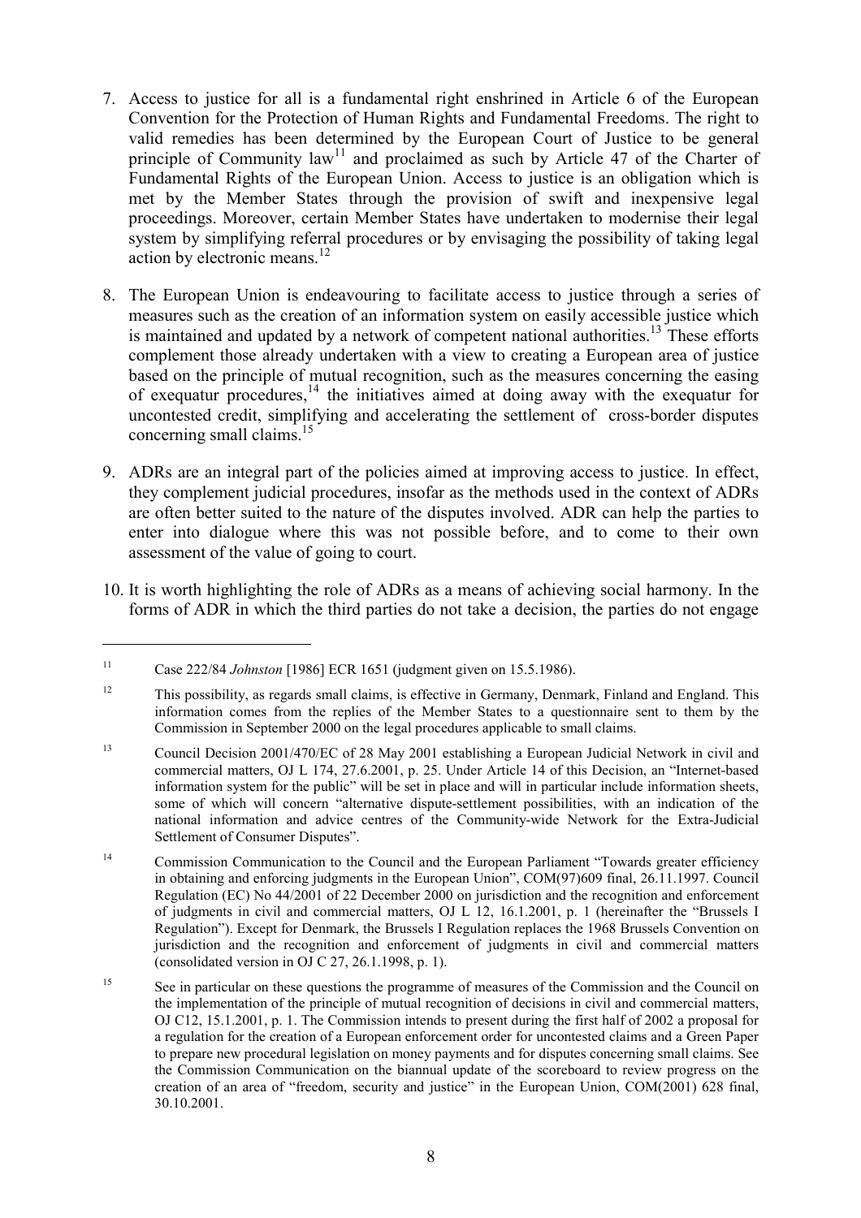7. Access to justice for all is a fundamental right enshrined in Article 6 of the European Convention for the Protection of Human Rights and Fundamental Freedoms. The right to valid remedies has been determined by the European Court of Justice to be general principle of Community law[11] and proclaimed as such by Article 47 of the Charter of Fundamental Rights of the European Union. Access to justice is an obligation which is met by the Member States through the provision of swift and inexpensive legal proceedings. Moreover, certain Member States have undertaken to modernise their legal system by simplifying referral procedures or by envisaging the possibility of taking legal action by electronic means.[12]

8. The European Union is endeavouring to facilitate access to justice through a series of measures such as the creation of an information system on easily accessible justice which is maintained and updated by a network of competent national authorities.[13] These efforts complement those already undertaken with a view to creating a European area of justice based on the principle of mutual recognition, such as the measures concerning the easing of exequatur procedures,[14] the initiatives aimed at doing away with the exequatur for uncontested credit, simplifying and accelerating the settlement of cross-border disputes concerning small claims.[15]

9. ADRs are an integral part of the policies aimed at improving access to justice. In effect, they complement judicial procedures, insofar as the methods used in the context of ADRs are often better suited to the nature of the disputes involved. ADR can help the parties to enter into dialogue where this was not possible before, and to come to their own assessment of the value of going to court.

10. It is worth highlighting the role of ADRs as a means of achieving social harmony. In the forms of ADR in which the third parties do not take a decision, the parties do not engage

---

[11] Case 222/84 *Johnston* [1986] ECR 1651 (judgment given on 15.5.1986).

[12] This possibility, as regards small claims, is effective in Germany, Denmark, Finland and England. This information comes from the replies of the Member States to a questionnaire sent to them by the Commission in September 2000 on the legal procedures applicable to small claims.

[13] Council Decision 2001/470/EC of 28 May 2001 establishing a European Judicial Network in civil and commercial matters, OJ L 174, 27.6.2001, p. 25. Under Article 14 of this Decision, an "Internet-based information system for the public" will be set in place and will in particular include information sheets, some of which will concern "alternative dispute-settlement possibilities, with an indication of the national information and advice centres of the Community-wide Network for the Extra-Judicial Settlement of Consumer Disputes".

[14] Commission Communication to the Council and the European Parliament "Towards greater efficiency in obtaining and enforcing judgments in the European Union", COM(97)609 final, 26.11.1997. Council Regulation (EC) No 44/2001 of 22 December 2000 on jurisdiction and the recognition and enforcement of judgments in civil and commercial matters, OJ L 12, 16.1.2001, p. 1 (hereinafter the "Brussels I Regulation"). Except for Denmark, the Brussels I Regulation replaces the 1968 Brussels Convention on jurisdiction and the recognition and enforcement of judgments in civil and commercial matters (consolidated version in OJ C 27, 26.1.1998, p. 1).

[15] See in particular on these questions the programme of measures of the Commission and the Council on the implementation of the principle of mutual recognition of decisions in civil and commercial matters, OJ C12, 15.1.2001, p. 1. The Commission intends to present during the first half of 2002 a proposal for a regulation for the creation of a European enforcement order for uncontested claims and a Green Paper to prepare new procedural legislation on money payments and for disputes concerning small claims. See the Commission Communication on the biannual update of the scoreboard to review progress on the creation of an area of "freedom, security and justice" in the European Union, COM(2001) 628 final, 30.10.2001.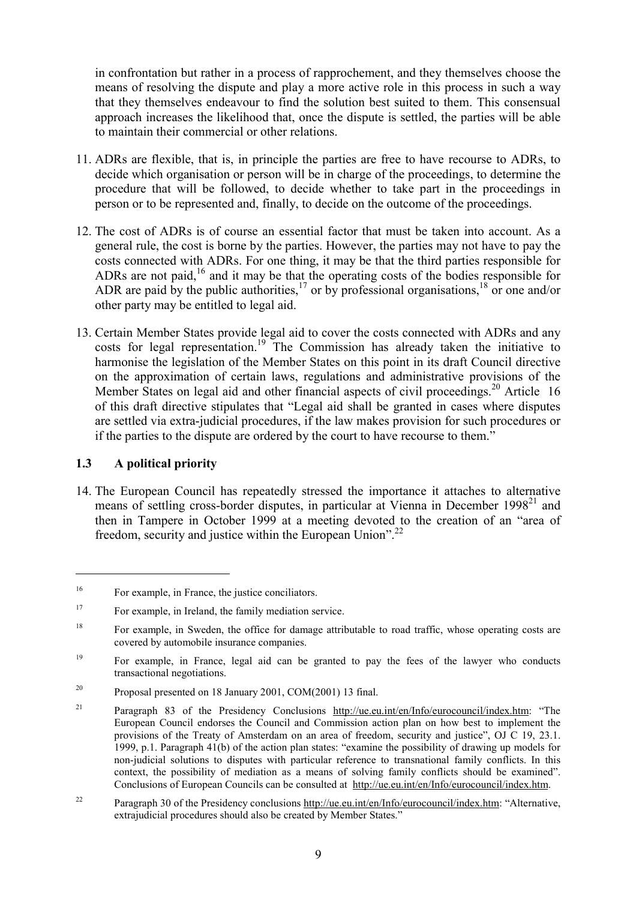in confrontation but rather in a process of rapprochement, and they themselves choose the means of resolving the dispute and play a more active role in this process in such a way that they themselves endeavour to find the solution best suited to them. This consensual approach increases the likelihood that, once the dispute is settled, the parties will be able to maintain their commercial or other relations.

11. ADRs are flexible, that is, in principle the parties are free to have recourse to ADRs, to decide which organisation or person will be in charge of the proceedings, to determine the procedure that will be followed, to decide whether to take part in the proceedings in person or to be represented and, finally, to decide on the outcome of the proceedings.

12. The cost of ADRs is of course an essential factor that must be taken into account. As a general rule, the cost is borne by the parties. However, the parties may not have to pay the costs connected with ADRs. For one thing, it may be that the third parties responsible for ADRs are not paid,[16] and it may be that the operating costs of the bodies responsible for ADR are paid by the public authorities,[17] or by professional organisations,[18] or one and/or other party may be entitled to legal aid.

13. Certain Member States provide legal aid to cover the costs connected with ADRs and any costs for legal representation.[19] The Commission has already taken the initiative to harmonise the legislation of the Member States on this point in its draft Council directive on the approximation of certain laws, regulations and administrative provisions of the Member States on legal aid and other financial aspects of civil proceedings.[20] Article 16 of this draft directive stipulates that "Legal aid shall be granted in cases where disputes are settled via extra-judicial procedures, if the law makes provision for such procedures or if the parties to the dispute are ordered by the court to have recourse to them."

## 1.3 A political priority

14. The European Council has repeatedly stressed the importance it attaches to alternative means of settling cross-border disputes, in particular at Vienna in December 1998[21] and then in Tampere in October 1999 at a meeting devoted to the creation of an "area of freedom, security and justice within the European Union".[22]

---

[16] For example, in France, the justice conciliators.

[17] For example, in Ireland, the family mediation service.

[18] For example, in Sweden, the office for damage attributable to road traffic, whose operating costs are covered by automobile insurance companies.

[19] For example, in France, legal aid can be granted to pay the fees of the lawyer who conducts transactional negotiations.

[20] Proposal presented on 18 January 2001, COM(2001) 13 final.

[21] Paragraph 83 of the Presidency Conclusions http://ue.eu.int/en/Info/eurocouncil/index.htm: "The European Council endorses the Council and Commission action plan on how best to implement the provisions of the Treaty of Amsterdam on an area of freedom, security and justice", OJ C 19, 23.1. 1999, p.1. Paragraph 41(b) of the action plan states: "examine the possibility of drawing up models for non-judicial solutions to disputes with particular reference to transnational family conflicts. In this context, the possibility of mediation as a means of solving family conflicts should be examined". Conclusions of European Councils can be consulted at http://ue.eu.int/en/Info/eurocouncil/index.htm.

[22] Paragraph 30 of the Presidency conclusions http://ue.eu.int/en/Info/eurocouncil/index.htm: "Alternative, extrajudicial procedures should also be created by Member States."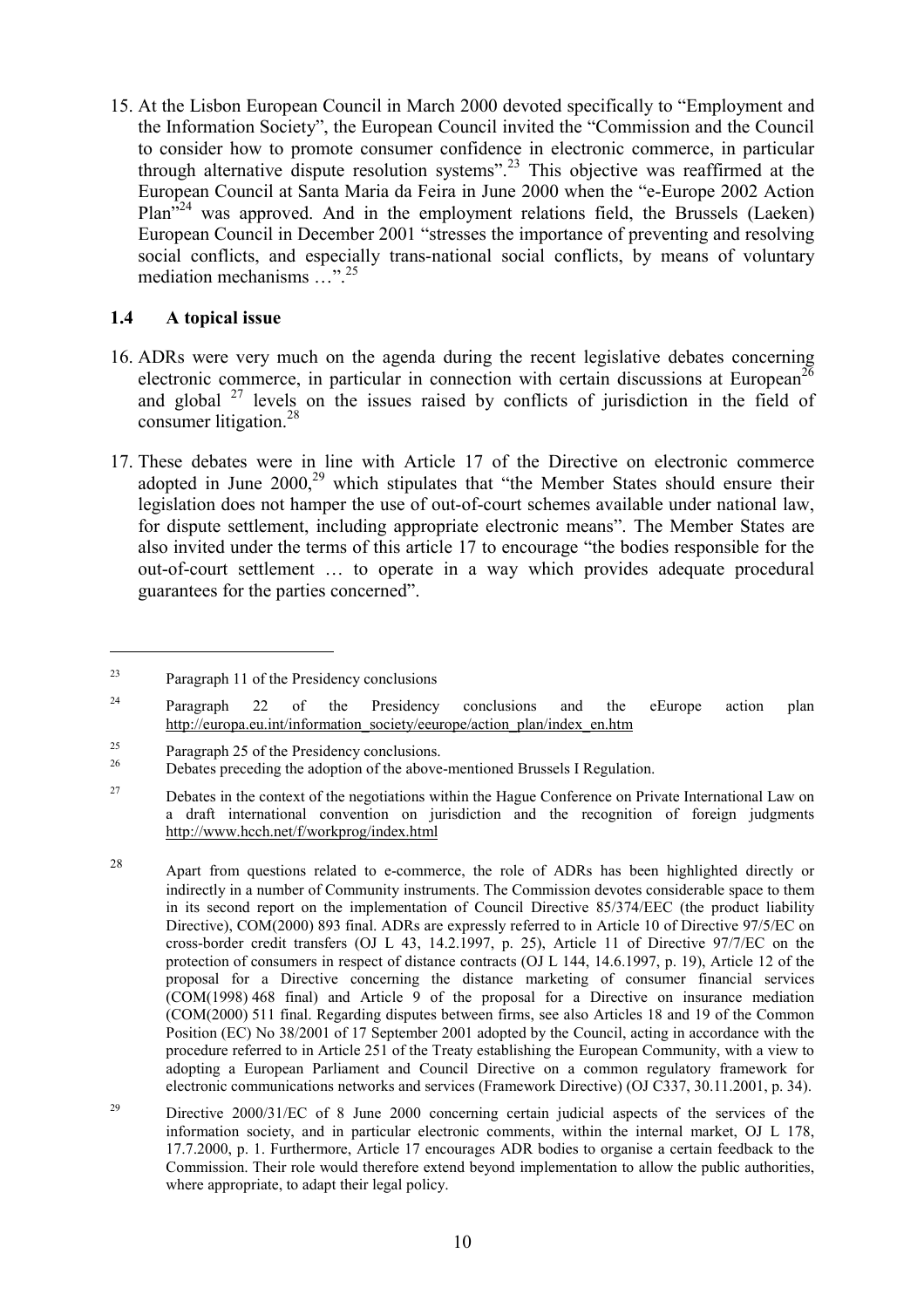15. At the Lisbon European Council in March 2000 devoted specifically to "Employment and the Information Society", the European Council invited the "Commission and the Council to consider how to promote consumer confidence in electronic commerce, in particular through alternative dispute resolution systems".[23] This objective was reaffirmed at the European Council at Santa Maria da Feira in June 2000 when the "e-Europe 2002 Action Plan"[24] was approved. And in the employment relations field, the Brussels (Laeken) European Council in December 2001 "stresses the importance of preventing and resolving social conflicts, and especially trans-national social conflicts, by means of voluntary mediation mechanisms …".[25]

### 1.4 A topical issue

16. ADRs were very much on the agenda during the recent legislative debates concerning electronic commerce, in particular in connection with certain discussions at European[26] and global [27] levels on the issues raised by conflicts of jurisdiction in the field of consumer litigation.[28]

17. These debates were in line with Article 17 of the Directive on electronic commerce adopted in June 2000,[29] which stipulates that "the Member States should ensure their legislation does not hamper the use of out-of-court schemes available under national law, for dispute settlement, including appropriate electronic means". The Member States are also invited under the terms of this article 17 to encourage "the bodies responsible for the out-of-court settlement … to operate in a way which provides adequate procedural guarantees for the parties concerned".

---

[23] Paragraph 11 of the Presidency conclusions

[24] Paragraph 22 of the Presidency conclusions and the eEurope action plan http://europa.eu.int/information_society/eeurope/action_plan/index_en.htm

[25] Paragraph 25 of the Presidency conclusions.

[26] Debates preceding the adoption of the above-mentioned Brussels I Regulation.

[27] Debates in the context of the negotiations within the Hague Conference on Private International Law on a draft international convention on jurisdiction and the recognition of foreign judgments http://www.hcch.net/f/workprog/index.html

[28] Apart from questions related to e-commerce, the role of ADRs has been highlighted directly or indirectly in a number of Community instruments. The Commission devotes considerable space to them in its second report on the implementation of Council Directive 85/374/EEC (the product liability Directive), COM(2000) 893 final. ADRs are expressly referred to in Article 10 of Directive 97/5/EC on cross-border credit transfers (OJ L 43, 14.2.1997, p. 25), Article 11 of Directive 97/7/EC on the protection of consumers in respect of distance contracts (OJ L 144, 14.6.1997, p. 19), Article 12 of the proposal for a Directive concerning the distance marketing of consumer financial services (COM(1998) 468 final) and Article 9 of the proposal for a Directive on insurance mediation (COM(2000) 511 final. Regarding disputes between firms, see also Articles 18 and 19 of the Common Position (EC) No 38/2001 of 17 September 2001 adopted by the Council, acting in accordance with the procedure referred to in Article 251 of the Treaty establishing the European Community, with a view to adopting a European Parliament and Council Directive on a common regulatory framework for electronic communications networks and services (Framework Directive) (OJ C337, 30.11.2001, p. 34).

[29] Directive 2000/31/EC of 8 June 2000 concerning certain judicial aspects of the services of the information society, and in particular electronic comments, within the internal market, OJ L 178, 17.7.2000, p. 1. Furthermore, Article 17 encourages ADR bodies to organise a certain feedback to the Commission. Their role would therefore extend beyond implementation to allow the public authorities, where appropriate, to adapt their legal policy.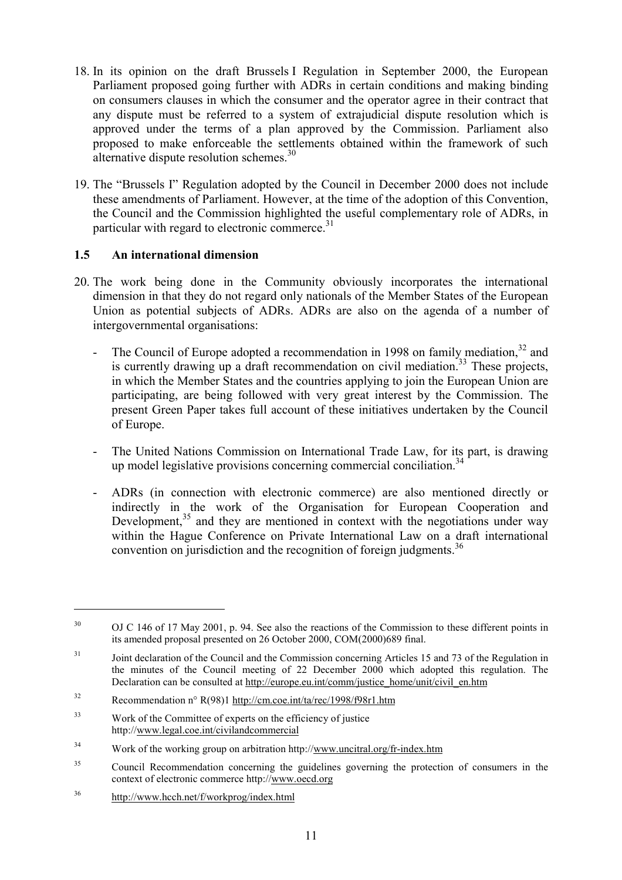18. In its opinion on the draft Brussels I Regulation in September 2000, the European Parliament proposed going further with ADRs in certain conditions and making binding on consumers clauses in which the consumer and the operator agree in their contract that any dispute must be referred to a system of extrajudicial dispute resolution which is approved under the terms of a plan approved by the Commission. Parliament also proposed to make enforceable the settlements obtained within the framework of such alternative dispute resolution schemes.[30]

19. The "Brussels I" Regulation adopted by the Council in December 2000 does not include these amendments of Parliament. However, at the time of the adoption of this Convention, the Council and the Commission highlighted the useful complementary role of ADRs, in particular with regard to electronic commerce.[31]

### 1.5 An international dimension

20. The work being done in the Community obviously incorporates the international dimension in that they do not regard only nationals of the Member States of the European Union as potential subjects of ADRs. ADRs are also on the agenda of a number of intergovernmental organisations:

   - The Council of Europe adopted a recommendation in 1998 on family mediation,[32] and is currently drawing up a draft recommendation on civil mediation.[33] These projects, in which the Member States and the countries applying to join the European Union are participating, are being followed with very great interest by the Commission. The present Green Paper takes full account of these initiatives undertaken by the Council of Europe.

   - The United Nations Commission on International Trade Law, for its part, is drawing up model legislative provisions concerning commercial conciliation.[34]

   - ADRs (in connection with electronic commerce) are also mentioned directly or indirectly in the work of the Organisation for European Cooperation and Development,[35] and they are mentioned in context with the negotiations under way within the Hague Conference on Private International Law on a draft international convention on jurisdiction and the recognition of foreign judgments.[36]

---

[30] OJ C 146 of 17 May 2001, p. 94. See also the reactions of the Commission to these different points in its amended proposal presented on 26 October 2000, COM(2000)689 final.

[31] Joint declaration of the Council and the Commission concerning Articles 15 and 73 of the Regulation in the minutes of the Council meeting of 22 December 2000 which adopted this regulation. The Declaration can be consulted at http://europe.eu.int/comm/justice_home/unit/civil_en.htm

[32] Recommendation n° R(98)1 http://cm.coe.int/ta/rec/1998/f98r1.htm

[33] Work of the Committee of experts on the efficiency of justice http://www.legal.coe.int/civilandcommercial

[34] Work of the working group on arbitration http://www.uncitral.org/fr-index.htm

[35] Council Recommendation concerning the guidelines governing the protection of consumers in the context of electronic commerce http://www.oecd.org

[36] http://www.hcch.net/f/workprog/index.html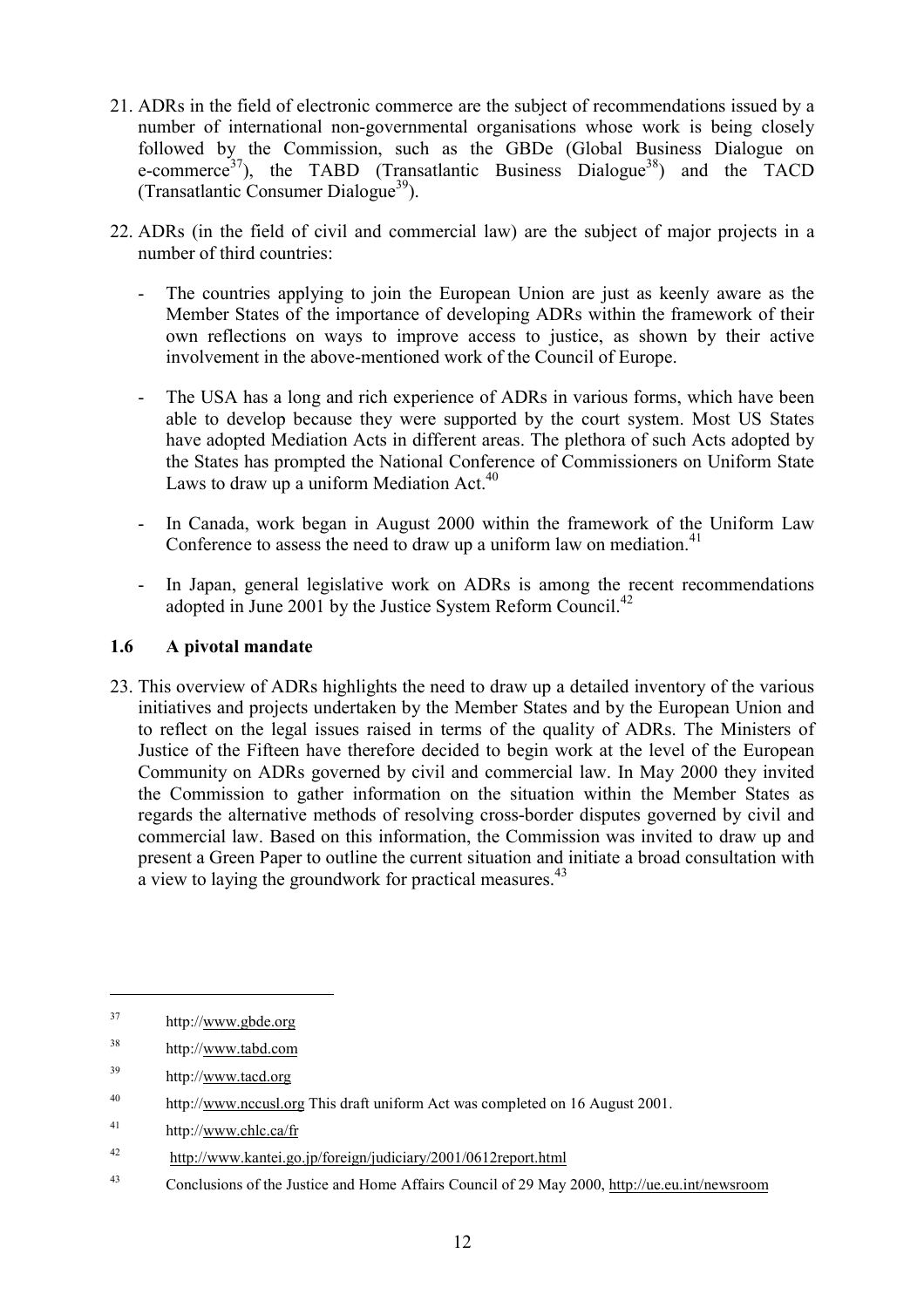21. ADRs in the field of electronic commerce are the subject of recommendations issued by a number of international non-governmental organisations whose work is being closely followed by the Commission, such as the GBDe (Global Business Dialogue on e-commerce[37]), the TABD (Transatlantic Business Dialogue[38]) and the TACD (Transatlantic Consumer Dialogue[39]).

22. ADRs (in the field of civil and commercial law) are the subject of major projects in a number of third countries:

    - The countries applying to join the European Union are just as keenly aware as the Member States of the importance of developing ADRs within the framework of their own reflections on ways to improve access to justice, as shown by their active involvement in the above-mentioned work of the Council of Europe.

    - The USA has a long and rich experience of ADRs in various forms, which have been able to develop because they were supported by the court system. Most US States have adopted Mediation Acts in different areas. The plethora of such Acts adopted by the States has prompted the National Conference of Commissioners on Uniform State Laws to draw up a uniform Mediation Act.[40]

    - In Canada, work began in August 2000 within the framework of the Uniform Law Conference to assess the need to draw up a uniform law on mediation.[41]

    - In Japan, general legislative work on ADRs is among the recent recommendations adopted in June 2001 by the Justice System Reform Council.[42]

### 1.6 A pivotal mandate

23. This overview of ADRs highlights the need to draw up a detailed inventory of the various initiatives and projects undertaken by the Member States and by the European Union and to reflect on the legal issues raised in terms of the quality of ADRs. The Ministers of Justice of the Fifteen have therefore decided to begin work at the level of the European Community on ADRs governed by civil and commercial law. In May 2000 they invited the Commission to gather information on the situation within the Member States as regards the alternative methods of resolving cross-border disputes governed by civil and commercial law. Based on this information, the Commission was invited to draw up and present a Green Paper to outline the current situation and initiate a broad consultation with a view to laying the groundwork for practical measures.[43]

---

[37] http://www.gbde.org

[38] http://www.tabd.com

[39] http://www.tacd.org

[40] http://www.nccusl.org This draft uniform Act was completed on 16 August 2001.

[41] http://www.chlc.ca/fr

[42] http://www.kantei.go.jp/foreign/judiciary/2001/0612report.html

[43] Conclusions of the Justice and Home Affairs Council of 29 May 2000, http://ue.eu.int/newsroom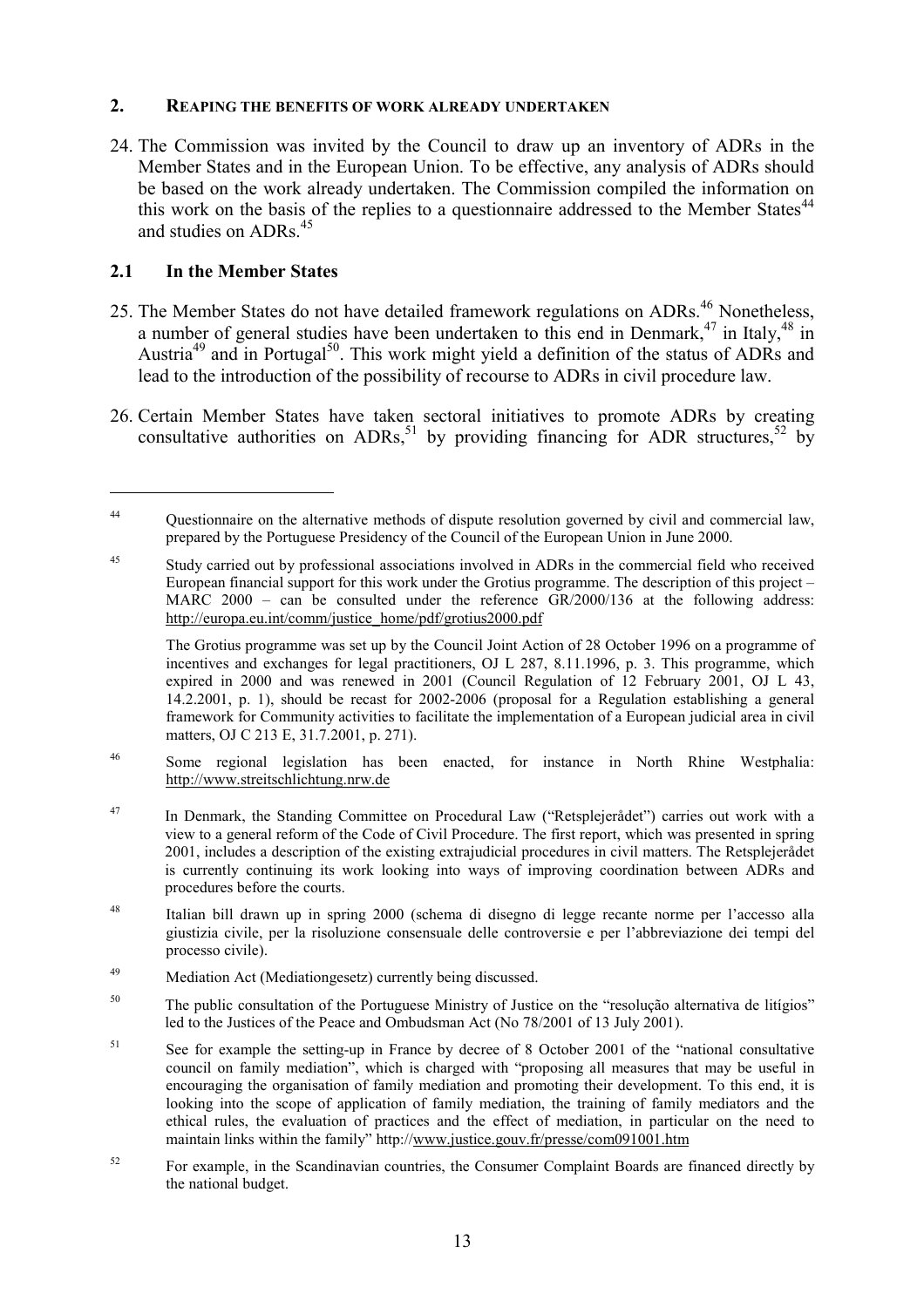## 2. REAPING THE BENEFITS OF WORK ALREADY UNDERTAKEN

24. The Commission was invited by the Council to draw up an inventory of ADRs in the Member States and in the European Union. To be effective, any analysis of ADRs should be based on the work already undertaken. The Commission compiled the information on this work on the basis of the replies to a questionnaire addressed to the Member States[44] and studies on ADRs.[45]

### 2.1 In the Member States

25. The Member States do not have detailed framework regulations on ADRs.[46] Nonetheless, a number of general studies have been undertaken to this end in Denmark,[47] in Italy,[48] in Austria[49] and in Portugal[50]. This work might yield a definition of the status of ADRs and lead to the introduction of the possibility of recourse to ADRs in civil procedure law.

26. Certain Member States have taken sectoral initiatives to promote ADRs by creating consultative authorities on ADRs,[51] by providing financing for ADR structures,[52] by

---

[44] Questionnaire on the alternative methods of dispute resolution governed by civil and commercial law, prepared by the Portuguese Presidency of the Council of the European Union in June 2000.

[45] Study carried out by professional associations involved in ADRs in the commercial field who received European financial support for this work under the Grotius programme. The description of this project – MARC 2000 – can be consulted under the reference GR/2000/136 at the following address: http://europa.eu.int/comm/justice_home/pdf/grotius2000.pdf

The Grotius programme was set up by the Council Joint Action of 28 October 1996 on a programme of incentives and exchanges for legal practitioners, OJ L 287, 8.11.1996, p. 3. This programme, which expired in 2000 and was renewed in 2001 (Council Regulation of 12 February 2001, OJ L 43, 14.2.2001, p. 1), should be recast for 2002-2006 (proposal for a Regulation establishing a general framework for Community activities to facilitate the implementation of a European judicial area in civil matters, OJ C 213 E, 31.7.2001, p. 271).

[46] Some regional legislation has been enacted, for instance in North Rhine Westphalia: http://www.streitschlichtung.nrw.de

[47] In Denmark, the Standing Committee on Procedural Law ("Retsplejerådet") carries out work with a view to a general reform of the Code of Civil Procedure. The first report, which was presented in spring 2001, includes a description of the existing extrajudicial procedures in civil matters. The Retsplejerådet is currently continuing its work looking into ways of improving coordination between ADRs and procedures before the courts.

[48] Italian bill drawn up in spring 2000 (schema di disegno di legge recante norme per l'accesso alla giustizia civile, per la risoluzione consensuale delle controversie e per l'abbreviazione dei tempi del processo civile).

[49] Mediation Act (Mediationgesetz) currently being discussed.

[50] The public consultation of the Portuguese Ministry of Justice on the "resolução alternativa de litígios" led to the Justices of the Peace and Ombudsman Act (No 78/2001 of 13 July 2001).

[51] See for example the setting-up in France by decree of 8 October 2001 of the "national consultative council on family mediation", which is charged with "proposing all measures that may be useful in encouraging the organisation of family mediation and promoting their development. To this end, it is looking into the scope of application of family mediation, the training of family mediators and the ethical rules, the evaluation of practices and the effect of mediation, in particular on the need to maintain links within the family" http://www.justice.gouv.fr/presse/com091001.htm

[52] For example, in the Scandinavian countries, the Consumer Complaint Boards are financed directly by the national budget.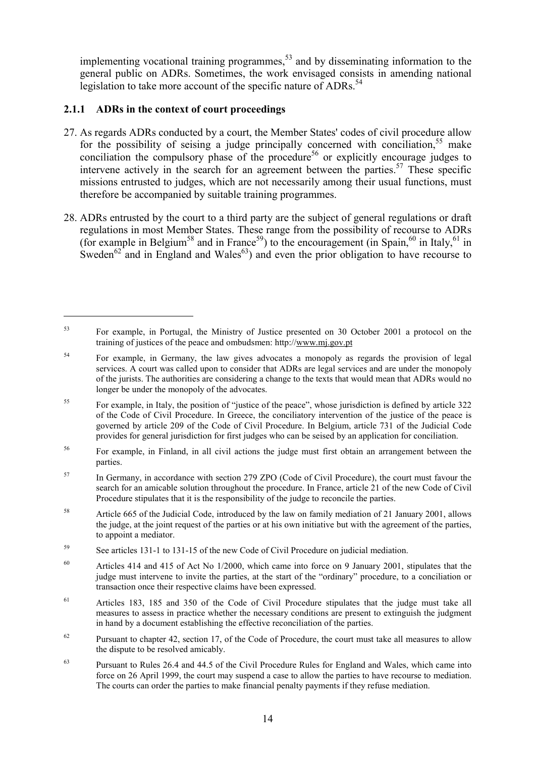implementing vocational training programmes,[53] and by disseminating information to the general public on ADRs. Sometimes, the work envisaged consists in amending national legislation to take more account of the specific nature of ADRs.[54]

### 2.1.1 ADRs in the context of court proceedings

27. As regards ADRs conducted by a court, the Member States' codes of civil procedure allow for the possibility of seising a judge principally concerned with conciliation,[55] make conciliation the compulsory phase of the procedure[56] or explicitly encourage judges to intervene actively in the search for an agreement between the parties.[57] These specific missions entrusted to judges, which are not necessarily among their usual functions, must therefore be accompanied by suitable training programmes.

28. ADRs entrusted by the court to a third party are the subject of general regulations or draft regulations in most Member States. These range from the possibility of recourse to ADRs (for example in Belgium[58] and in France[59]) to the encouragement (in Spain,[60] in Italy,[61] in Sweden[62] and in England and Wales[63]) and even the prior obligation to have recourse to

---

[53] For example, in Portugal, the Ministry of Justice presented on 30 October 2001 a protocol on the training of justices of the peace and ombudsmen: http://www.mj.gov.pt

[54] For example, in Germany, the law gives advocates a monopoly as regards the provision of legal services. A court was called upon to consider that ADRs are legal services and are under the monopoly of the jurists. The authorities are considering a change to the texts that would mean that ADRs would no longer be under the monopoly of the advocates.

[55] For example, in Italy, the position of "justice of the peace", whose jurisdiction is defined by article 322 of the Code of Civil Procedure. In Greece, the conciliatory intervention of the justice of the peace is governed by article 209 of the Code of Civil Procedure. In Belgium, article 731 of the Judicial Code provides for general jurisdiction for first judges who can be seised by an application for conciliation.

[56] For example, in Finland, in all civil actions the judge must first obtain an arrangement between the parties.

[57] In Germany, in accordance with section 279 ZPO (Code of Civil Procedure), the court must favour the search for an amicable solution throughout the procedure. In France, article 21 of the new Code of Civil Procedure stipulates that it is the responsibility of the judge to reconcile the parties.

[58] Article 665 of the Judicial Code, introduced by the law on family mediation of 21 January 2001, allows the judge, at the joint request of the parties or at his own initiative but with the agreement of the parties, to appoint a mediator.

[59] See articles 131-1 to 131-15 of the new Code of Civil Procedure on judicial mediation.

[60] Articles 414 and 415 of Act No 1/2000, which came into force on 9 January 2001, stipulates that the judge must intervene to invite the parties, at the start of the "ordinary" procedure, to a conciliation or transaction once their respective claims have been expressed.

[61] Articles 183, 185 and 350 of the Code of Civil Procedure stipulates that the judge must take all measures to assess in practice whether the necessary conditions are present to extinguish the judgment in hand by a document establishing the effective reconciliation of the parties.

[62] Pursuant to chapter 42, section 17, of the Code of Procedure, the court must take all measures to allow the dispute to be resolved amicably.

[63] Pursuant to Rules 26.4 and 44.5 of the Civil Procedure Rules for England and Wales, which came into force on 26 April 1999, the court may suspend a case to allow the parties to have recourse to mediation. The courts can order the parties to make financial penalty payments if they refuse mediation.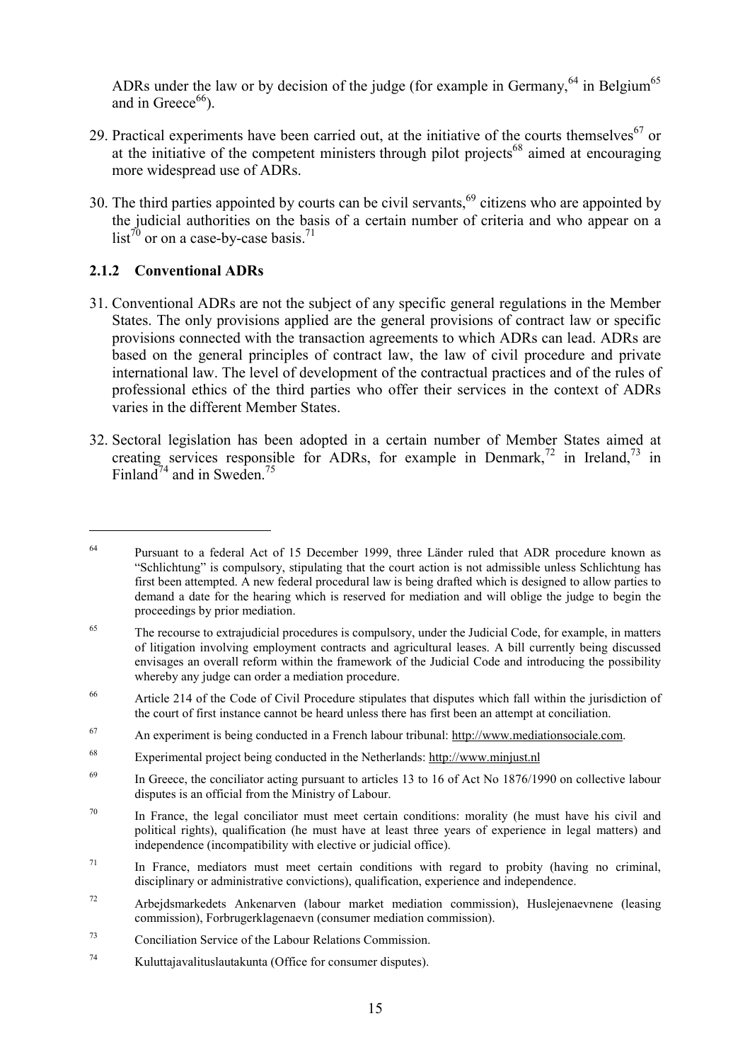ADRs under the law or by decision of the judge (for example in Germany,[64] in Belgium[65] and in Greece[66]).

29. Practical experiments have been carried out, at the initiative of the courts themselves[67] or at the initiative of the competent ministers through pilot projects[68] aimed at encouraging more widespread use of ADRs.

30. The third parties appointed by courts can be civil servants,[69] citizens who are appointed by the judicial authorities on the basis of a certain number of criteria and who appear on a list[70] or on a case-by-case basis.[71]

### 2.1.2 Conventional ADRs

31. Conventional ADRs are not the subject of any specific general regulations in the Member States. The only provisions applied are the general provisions of contract law or specific provisions connected with the transaction agreements to which ADRs can lead. ADRs are based on the general principles of contract law, the law of civil procedure and private international law. The level of development of the contractual practices and of the rules of professional ethics of the third parties who offer their services in the context of ADRs varies in the different Member States.

32. Sectoral legislation has been adopted in a certain number of Member States aimed at creating services responsible for ADRs, for example in Denmark,[72] in Ireland,[73] in Finland[74] and in Sweden.[75]

---

[64] Pursuant to a federal Act of 15 December 1999, three Länder ruled that ADR procedure known as "Schlichtung" is compulsory, stipulating that the court action is not admissible unless Schlichtung has first been attempted. A new federal procedural law is being drafted which is designed to allow parties to demand a date for the hearing which is reserved for mediation and will oblige the judge to begin the proceedings by prior mediation.

[65] The recourse to extrajudicial procedures is compulsory, under the Judicial Code, for example, in matters of litigation involving employment contracts and agricultural leases. A bill currently being discussed envisages an overall reform within the framework of the Judicial Code and introducing the possibility whereby any judge can order a mediation procedure.

[66] Article 214 of the Code of Civil Procedure stipulates that disputes which fall within the jurisdiction of the court of first instance cannot be heard unless there has first been an attempt at conciliation.

[67] An experiment is being conducted in a French labour tribunal: http://www.mediationsociale.com.

[68] Experimental project being conducted in the Netherlands: http://www.minjust.nl

[69] In Greece, the conciliator acting pursuant to articles 13 to 16 of Act No 1876/1990 on collective labour disputes is an official from the Ministry of Labour.

[70] In France, the legal conciliator must meet certain conditions: morality (he must have his civil and political rights), qualification (he must have at least three years of experience in legal matters) and independence (incompatibility with elective or judicial office).

[71] In France, mediators must meet certain conditions with regard to probity (having no criminal, disciplinary or administrative convictions), qualification, experience and independence.

[72] Arbejdsmarkedets Ankenarven (labour market mediation commission), Huslejenaevnene (leasing commission), Forbrugerklagenaevn (consumer mediation commission).

[73] Conciliation Service of the Labour Relations Commission.

[74] Kuluttajavalituslautakunta (Office for consumer disputes).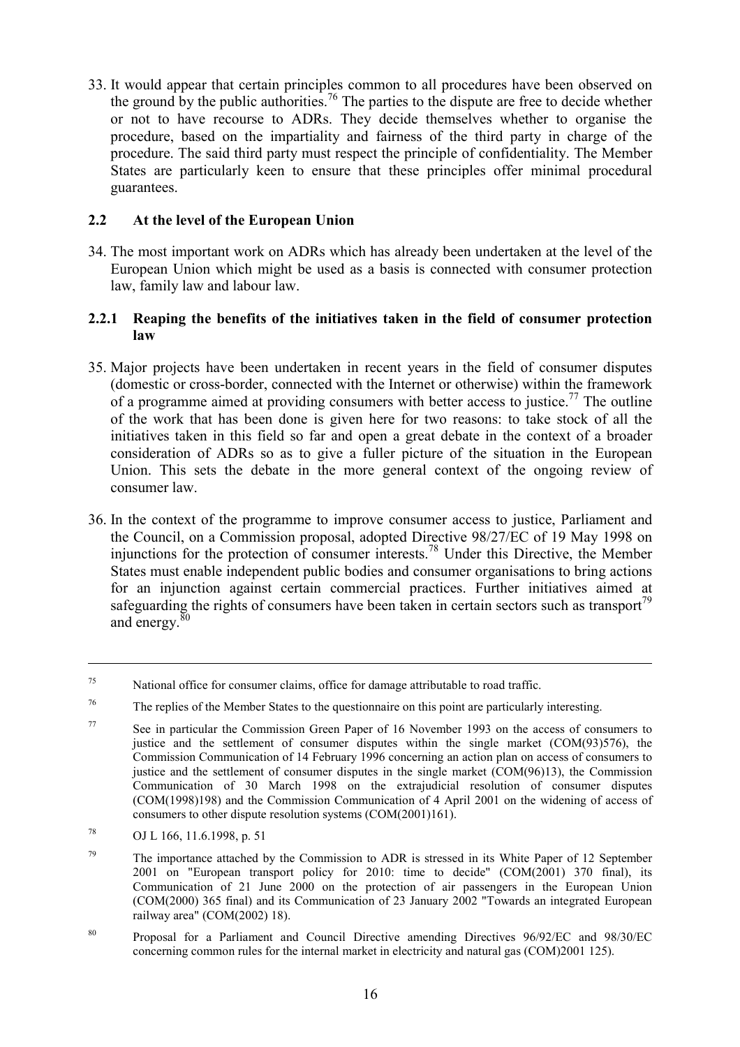33. It would appear that certain principles common to all procedures have been observed on the ground by the public authorities.[76] The parties to the dispute are free to decide whether or not to have recourse to ADRs. They decide themselves whether to organise the procedure, based on the impartiality and fairness of the third party in charge of the procedure. The said third party must respect the principle of confidentiality. The Member States are particularly keen to ensure that these principles offer minimal procedural guarantees.

### 2.2 At the level of the European Union

34. The most important work on ADRs which has already been undertaken at the level of the European Union which might be used as a basis is connected with consumer protection law, family law and labour law.

#### 2.2.1 Reaping the benefits of the initiatives taken in the field of consumer protection law

35. Major projects have been undertaken in recent years in the field of consumer disputes (domestic or cross-border, connected with the Internet or otherwise) within the framework of a programme aimed at providing consumers with better access to justice.[77] The outline of the work that has been done is given here for two reasons: to take stock of all the initiatives taken in this field so far and open a great debate in the context of a broader consideration of ADRs so as to give a fuller picture of the situation in the European Union. This sets the debate in the more general context of the ongoing review of consumer law.

36. In the context of the programme to improve consumer access to justice, Parliament and the Council, on a Commission proposal, adopted Directive 98/27/EC of 19 May 1998 on injunctions for the protection of consumer interests.[78] Under this Directive, the Member States must enable independent public bodies and consumer organisations to bring actions for an injunction against certain commercial practices. Further initiatives aimed at safeguarding the rights of consumers have been taken in certain sectors such as transport[79] and energy.[80]

---

[75] National office for consumer claims, office for damage attributable to road traffic.

[76] The replies of the Member States to the questionnaire on this point are particularly interesting.

[77] See in particular the Commission Green Paper of 16 November 1993 on the access of consumers to justice and the settlement of consumer disputes within the single market (COM(93)576), the Commission Communication of 14 February 1996 concerning an action plan on access of consumers to justice and the settlement of consumer disputes in the single market (COM(96)13), the Commission Communication of 30 March 1998 on the extrajudicial resolution of consumer disputes (COM(1998)198) and the Commission Communication of 4 April 2001 on the widening of access of consumers to other dispute resolution systems (COM(2001)161).

[78] OJ L 166, 11.6.1998, p. 51

[79] The importance attached by the Commission to ADR is stressed in its White Paper of 12 September 2001 on "European transport policy for 2010: time to decide" (COM(2001) 370 final), its Communication of 21 June 2000 on the protection of air passengers in the European Union (COM(2000) 365 final) and its Communication of 23 January 2002 "Towards an integrated European railway area" (COM(2002) 18).

[80] Proposal for a Parliament and Council Directive amending Directives 96/92/EC and 98/30/EC concerning common rules for the internal market in electricity and natural gas (COM)2001 125).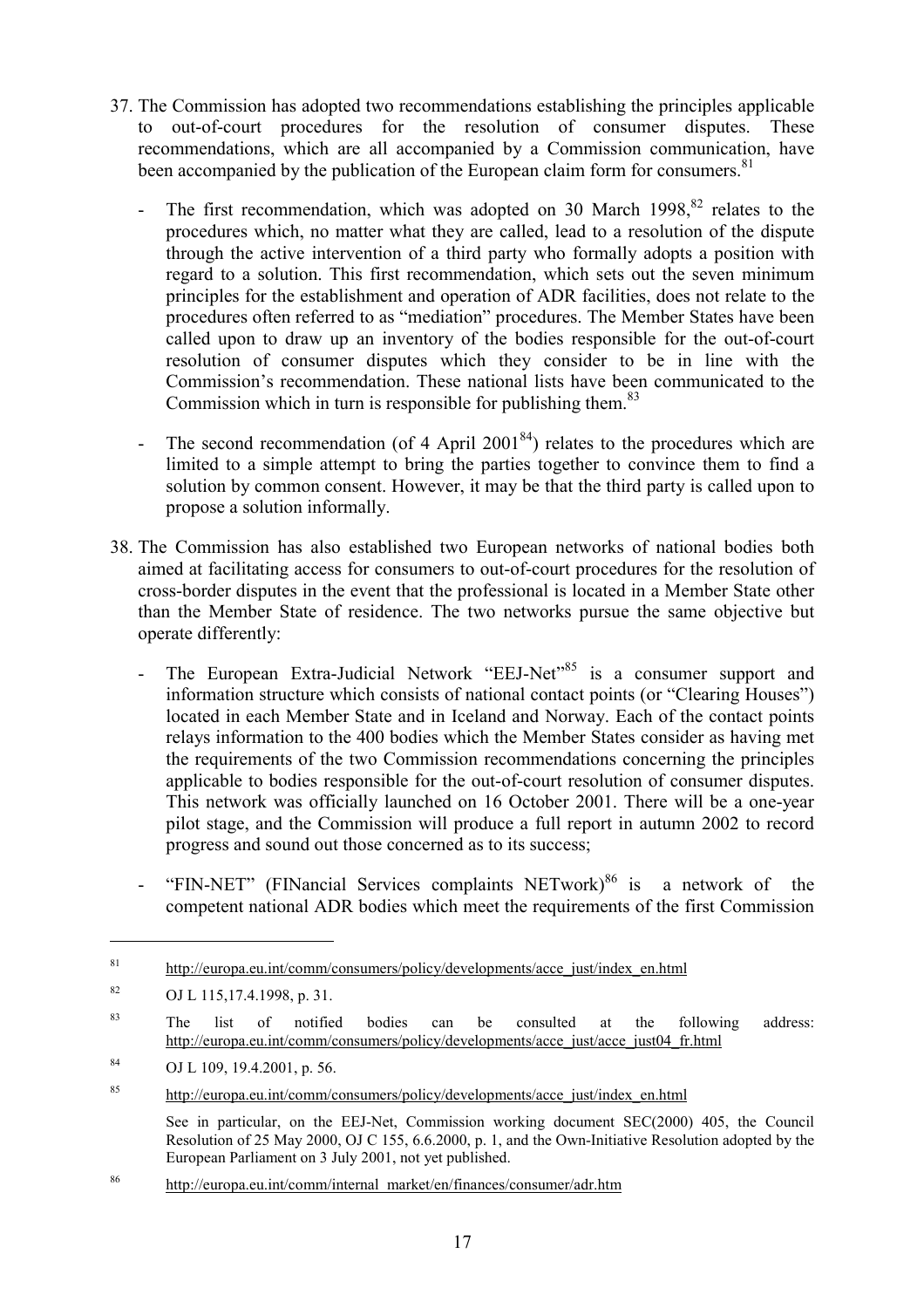37. The Commission has adopted two recommendations establishing the principles applicable to out-of-court procedures for the resolution of consumer disputes. These recommendations, which are all accompanied by a Commission communication, have been accompanied by the publication of the European claim form for consumers.[81]

    - The first recommendation, which was adopted on 30 March 1998,[82] relates to the procedures which, no matter what they are called, lead to a resolution of the dispute through the active intervention of a third party who formally adopts a position with regard to a solution. This first recommendation, which sets out the seven minimum principles for the establishment and operation of ADR facilities, does not relate to the procedures often referred to as "mediation" procedures. The Member States have been called upon to draw up an inventory of the bodies responsible for the out-of-court resolution of consumer disputes which they consider to be in line with the Commission's recommendation. These national lists have been communicated to the Commission which in turn is responsible for publishing them.[83]

    - The second recommendation (of 4 April 2001[84]) relates to the procedures which are limited to a simple attempt to bring the parties together to convince them to find a solution by common consent. However, it may be that the third party is called upon to propose a solution informally.

38. The Commission has also established two European networks of national bodies both aimed at facilitating access for consumers to out-of-court procedures for the resolution of cross-border disputes in the event that the professional is located in a Member State other than the Member State of residence. The two networks pursue the same objective but operate differently:

    - The European Extra-Judicial Network "EEJ-Net"[85] is a consumer support and information structure which consists of national contact points (or "Clearing Houses") located in each Member State and in Iceland and Norway. Each of the contact points relays information to the 400 bodies which the Member States consider as having met the requirements of the two Commission recommendations concerning the principles applicable to bodies responsible for the out-of-court resolution of consumer disputes. This network was officially launched on 16 October 2001. There will be a one-year pilot stage, and the Commission will produce a full report in autumn 2002 to record progress and sound out those concerned as to its success;

    - "FIN-NET" (FINancial Services complaints NETwork)[86] is a network of the competent national ADR bodies which meet the requirements of the first Commission

---

[81] http://europa.eu.int/comm/consumers/policy/developments/acce_just/index_en.html

[82] OJ L 115,17.4.1998, p. 31.

[83] The list of notified bodies can be consulted at the following address: http://europa.eu.int/comm/consumers/policy/developments/acce_just/acce_just04_fr.html

[84] OJ L 109, 19.4.2001, p. 56.

[85] http://europa.eu.int/comm/consumers/policy/developments/acce_just/index_en.html

See in particular, on the EEJ-Net, Commission working document SEC(2000) 405, the Council Resolution of 25 May 2000, OJ C 155, 6.6.2000, p. 1, and the Own-Initiative Resolution adopted by the European Parliament on 3 July 2001, not yet published.

[86] http://europa.eu.int/comm/internal_market/en/finances/consumer/adr.htm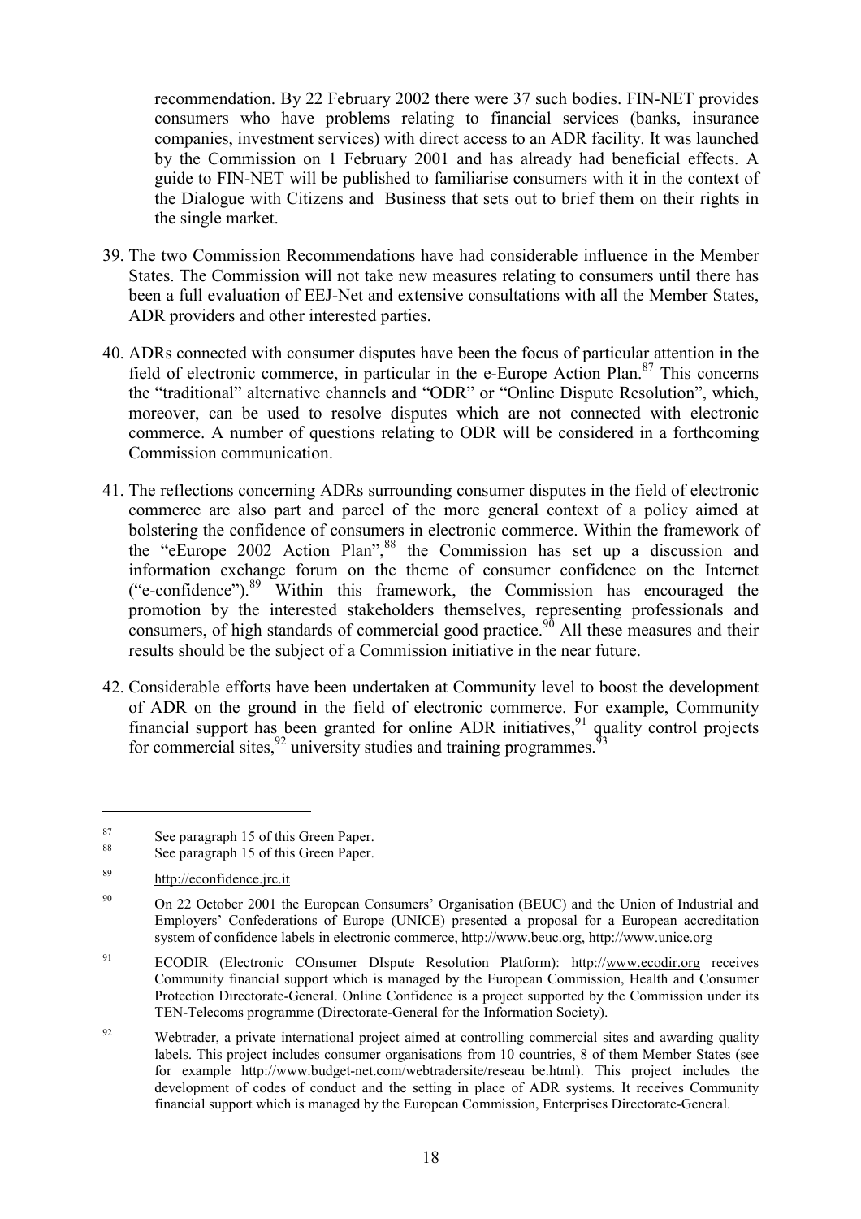recommendation. By 22 February 2002 there were 37 such bodies. FIN-NET provides consumers who have problems relating to financial services (banks, insurance companies, investment services) with direct access to an ADR facility. It was launched by the Commission on 1 February 2001 and has already had beneficial effects. A guide to FIN-NET will be published to familiarise consumers with it in the context of the Dialogue with Citizens and Business that sets out to brief them on their rights in the single market.

39. The two Commission Recommendations have had considerable influence in the Member States. The Commission will not take new measures relating to consumers until there has been a full evaluation of EEJ-Net and extensive consultations with all the Member States, ADR providers and other interested parties.

40. ADRs connected with consumer disputes have been the focus of particular attention in the field of electronic commerce, in particular in the e-Europe Action Plan.[87] This concerns the "traditional" alternative channels and "ODR" or "Online Dispute Resolution", which, moreover, can be used to resolve disputes which are not connected with electronic commerce. A number of questions relating to ODR will be considered in a forthcoming Commission communication.

41. The reflections concerning ADRs surrounding consumer disputes in the field of electronic commerce are also part and parcel of the more general context of a policy aimed at bolstering the confidence of consumers in electronic commerce. Within the framework of the "eEurope 2002 Action Plan",[88] the Commission has set up a discussion and information exchange forum on the theme of consumer confidence on the Internet ("e-confidence").[89] Within this framework, the Commission has encouraged the promotion by the interested stakeholders themselves, representing professionals and consumers, of high standards of commercial good practice.[90] All these measures and their results should be the subject of a Commission initiative in the near future.

42. Considerable efforts have been undertaken at Community level to boost the development of ADR on the ground in the field of electronic commerce. For example, Community financial support has been granted for online ADR initiatives,[91] quality control projects for commercial sites,[92] university studies and training programmes.[93]

---

[87] See paragraph 15 of this Green Paper.

[88] See paragraph 15 of this Green Paper.

[89] http://econfidence.jrc.it

[90] On 22 October 2001 the European Consumers' Organisation (BEUC) and the Union of Industrial and Employers' Confederations of Europe (UNICE) presented a proposal for a European accreditation system of confidence labels in electronic commerce, http://www.beuc.org, http://www.unice.org

[91] ECODIR (Electronic COnsumer DIspute Resolution Platform): http://www.ecodir.org receives Community financial support which is managed by the European Commission, Health and Consumer Protection Directorate-General. Online Confidence is a project supported by the Commission under its TEN-Telecoms programme (Directorate-General for the Information Society).

[92] Webtrader, a private international project aimed at controlling commercial sites and awarding quality labels. This project includes consumer organisations from 10 countries, 8 of them Member States (see for example http://www.budget-net.com/webtradersite/reseau be.html). This project includes the development of codes of conduct and the setting in place of ADR systems. It receives Community financial support which is managed by the European Commission, Enterprises Directorate-General.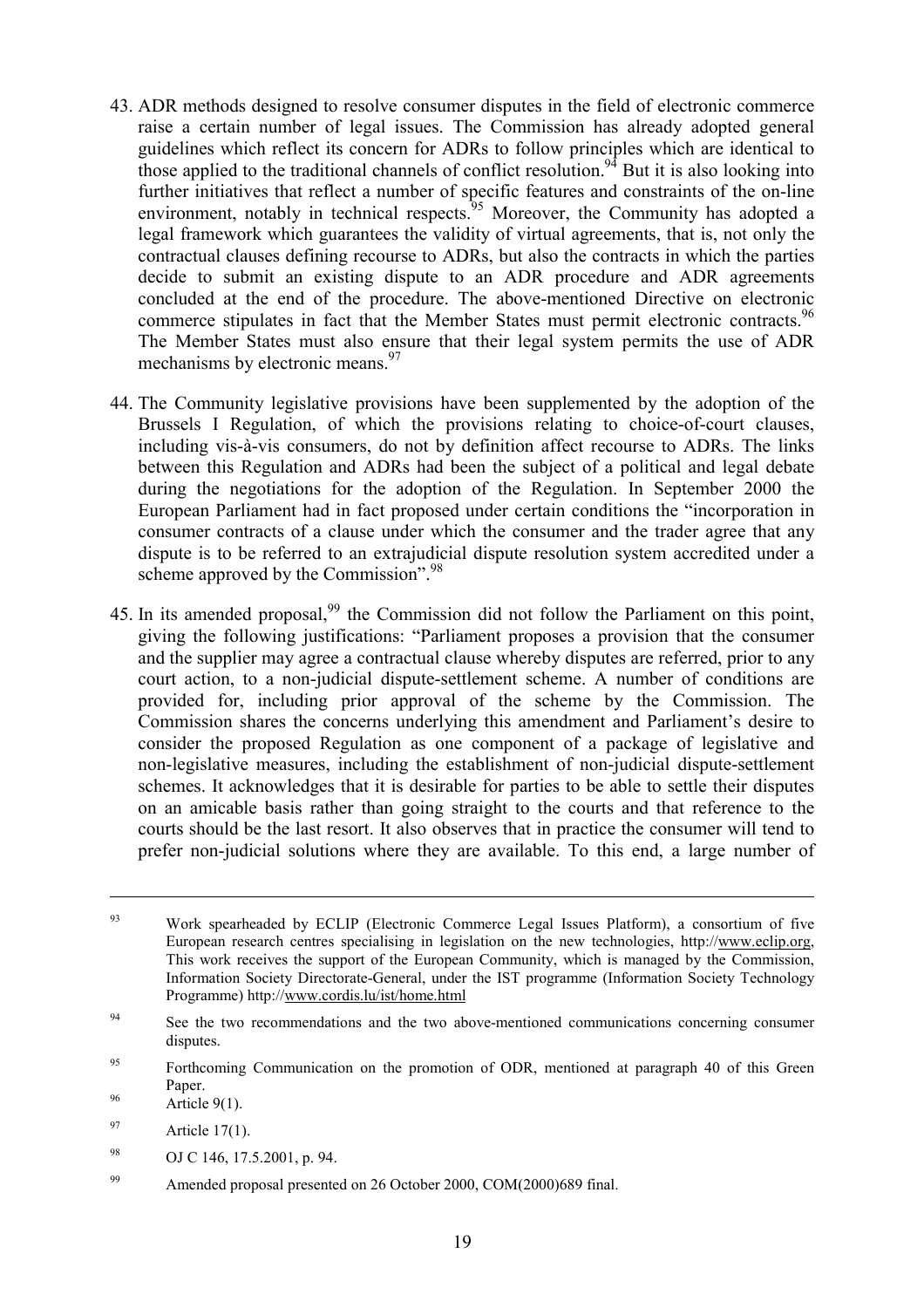43. ADR methods designed to resolve consumer disputes in the field of electronic commerce raise a certain number of legal issues. The Commission has already adopted general guidelines which reflect its concern for ADRs to follow principles which are identical to those applied to the traditional channels of conflict resolution.[94] But it is also looking into further initiatives that reflect a number of specific features and constraints of the on-line environment, notably in technical respects.[95] Moreover, the Community has adopted a legal framework which guarantees the validity of virtual agreements, that is, not only the contractual clauses defining recourse to ADRs, but also the contracts in which the parties decide to submit an existing dispute to an ADR procedure and ADR agreements concluded at the end of the procedure. The above-mentioned Directive on electronic commerce stipulates in fact that the Member States must permit electronic contracts.[96] The Member States must also ensure that their legal system permits the use of ADR mechanisms by electronic means.[97]

44. The Community legislative provisions have been supplemented by the adoption of the Brussels I Regulation, of which the provisions relating to choice-of-court clauses, including vis-à-vis consumers, do not by definition affect recourse to ADRs. The links between this Regulation and ADRs had been the subject of a political and legal debate during the negotiations for the adoption of the Regulation. In September 2000 the European Parliament had in fact proposed under certain conditions the "incorporation in consumer contracts of a clause under which the consumer and the trader agree that any dispute is to be referred to an extrajudicial dispute resolution system accredited under a scheme approved by the Commission".[98]

45. In its amended proposal,[99] the Commission did not follow the Parliament on this point, giving the following justifications: "Parliament proposes a provision that the consumer and the supplier may agree a contractual clause whereby disputes are referred, prior to any court action, to a non-judicial dispute-settlement scheme. A number of conditions are provided for, including prior approval of the scheme by the Commission. The Commission shares the concerns underlying this amendment and Parliament's desire to consider the proposed Regulation as one component of a package of legislative and non-legislative measures, including the establishment of non-judicial dispute-settlement schemes. It acknowledges that it is desirable for parties to be able to settle their disputes on an amicable basis rather than going straight to the courts and that reference to the courts should be the last resort. It also observes that in practice the consumer will tend to prefer non-judicial solutions where they are available. To this end, a large number of

---

[93] Work spearheaded by ECLIP (Electronic Commerce Legal Issues Platform), a consortium of five European research centres specialising in legislation on the new technologies, http://www.eclip.org, This work receives the support of the European Community, which is managed by the Commission, Information Society Directorate-General, under the IST programme (Information Society Technology Programme) http://www.cordis.lu/ist/home.html

[94] See the two recommendations and the two above-mentioned communications concerning consumer disputes.

[95] Forthcoming Communication on the promotion of ODR, mentioned at paragraph 40 of this Green Paper.

[96] Article 9(1).

[97] Article 17(1).

[98] OJ C 146, 17.5.2001, p. 94.

[99] Amended proposal presented on 26 October 2000, COM(2000)689 final.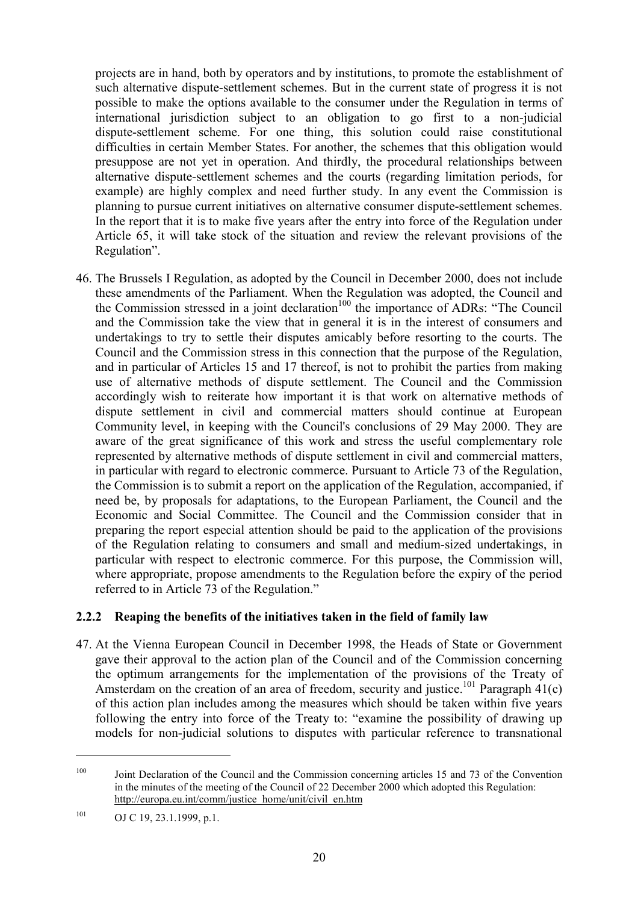projects are in hand, both by operators and by institutions, to promote the establishment of such alternative dispute-settlement schemes. But in the current state of progress it is not possible to make the options available to the consumer under the Regulation in terms of international jurisdiction subject to an obligation to go first to a non-judicial dispute-settlement scheme. For one thing, this solution could raise constitutional difficulties in certain Member States. For another, the schemes that this obligation would presuppose are not yet in operation. And thirdly, the procedural relationships between alternative dispute-settlement schemes and the courts (regarding limitation periods, for example) are highly complex and need further study. In any event the Commission is planning to pursue current initiatives on alternative consumer dispute-settlement schemes. In the report that it is to make five years after the entry into force of the Regulation under Article 65, it will take stock of the situation and review the relevant provisions of the Regulation".

46. The Brussels I Regulation, as adopted by the Council in December 2000, does not include these amendments of the Parliament. When the Regulation was adopted, the Council and the Commission stressed in a joint declaration[100] the importance of ADRs: "The Council and the Commission take the view that in general it is in the interest of consumers and undertakings to try to settle their disputes amicably before resorting to the courts. The Council and the Commission stress in this connection that the purpose of the Regulation, and in particular of Articles 15 and 17 thereof, is not to prohibit the parties from making use of alternative methods of dispute settlement. The Council and the Commission accordingly wish to reiterate how important it is that work on alternative methods of dispute settlement in civil and commercial matters should continue at European Community level, in keeping with the Council's conclusions of 29 May 2000. They are aware of the great significance of this work and stress the useful complementary role represented by alternative methods of dispute settlement in civil and commercial matters, in particular with regard to electronic commerce. Pursuant to Article 73 of the Regulation, the Commission is to submit a report on the application of the Regulation, accompanied, if need be, by proposals for adaptations, to the European Parliament, the Council and the Economic and Social Committee. The Council and the Commission consider that in preparing the report especial attention should be paid to the application of the provisions of the Regulation relating to consumers and small and medium-sized undertakings, in particular with respect to electronic commerce. For this purpose, the Commission will, where appropriate, propose amendments to the Regulation before the expiry of the period referred to in Article 73 of the Regulation."

### 2.2.2 Reaping the benefits of the initiatives taken in the field of family law

47. At the Vienna European Council in December 1998, the Heads of State or Government gave their approval to the action plan of the Council and of the Commission concerning the optimum arrangements for the implementation of the provisions of the Treaty of Amsterdam on the creation of an area of freedom, security and justice.[101] Paragraph 41(c) of this action plan includes among the measures which should be taken within five years following the entry into force of the Treaty to: "examine the possibility of drawing up models for non-judicial solutions to disputes with particular reference to transnational

---

[100] Joint Declaration of the Council and the Commission concerning articles 15 and 73 of the Convention in the minutes of the meeting of the Council of 22 December 2000 which adopted this Regulation: http://europa.eu.int/comm/justice_home/unit/civil_en.htm

[101] OJ C 19, 23.1.1999, p.1.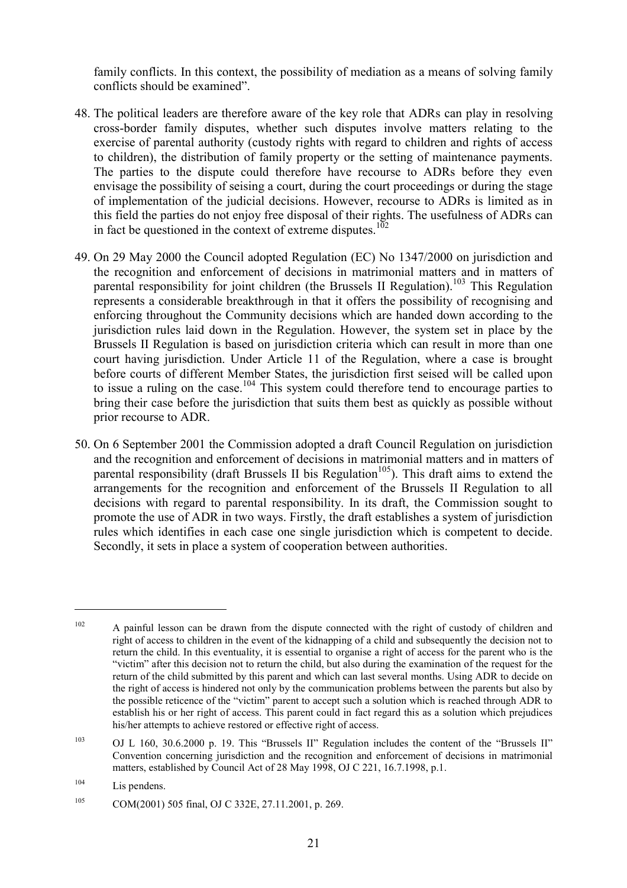family conflicts. In this context, the possibility of mediation as a means of solving family conflicts should be examined".

48. The political leaders are therefore aware of the key role that ADRs can play in resolving cross-border family disputes, whether such disputes involve matters relating to the exercise of parental authority (custody rights with regard to children and rights of access to children), the distribution of family property or the setting of maintenance payments. The parties to the dispute could therefore have recourse to ADRs before they even envisage the possibility of seising a court, during the court proceedings or during the stage of implementation of the judicial decisions. However, recourse to ADRs is limited as in this field the parties do not enjoy free disposal of their rights. The usefulness of ADRs can in fact be questioned in the context of extreme disputes.[102]

49. On 29 May 2000 the Council adopted Regulation (EC) No 1347/2000 on jurisdiction and the recognition and enforcement of decisions in matrimonial matters and in matters of parental responsibility for joint children (the Brussels II Regulation).[103] This Regulation represents a considerable breakthrough in that it offers the possibility of recognising and enforcing throughout the Community decisions which are handed down according to the jurisdiction rules laid down in the Regulation. However, the system set in place by the Brussels II Regulation is based on jurisdiction criteria which can result in more than one court having jurisdiction. Under Article 11 of the Regulation, where a case is brought before courts of different Member States, the jurisdiction first seised will be called upon to issue a ruling on the case.[104] This system could therefore tend to encourage parties to bring their case before the jurisdiction that suits them best as quickly as possible without prior recourse to ADR.

50. On 6 September 2001 the Commission adopted a draft Council Regulation on jurisdiction and the recognition and enforcement of decisions in matrimonial matters and in matters of parental responsibility (draft Brussels II bis Regulation[105]). This draft aims to extend the arrangements for the recognition and enforcement of the Brussels II Regulation to all decisions with regard to parental responsibility. In its draft, the Commission sought to promote the use of ADR in two ways. Firstly, the draft establishes a system of jurisdiction rules which identifies in each case one single jurisdiction which is competent to decide. Secondly, it sets in place a system of cooperation between authorities.

---

[102] A painful lesson can be drawn from the dispute connected with the right of custody of children and right of access to children in the event of the kidnapping of a child and subsequently the decision not to return the child. In this eventuality, it is essential to organise a right of access for the parent who is the "victim" after this decision not to return the child, but also during the examination of the request for the return of the child submitted by this parent and which can last several months. Using ADR to decide on the right of access is hindered not only by the communication problems between the parents but also by the possible reticence of the "victim" parent to accept such a solution which is reached through ADR to establish his or her right of access. This parent could in fact regard this as a solution which prejudices his/her attempts to achieve restored or effective right of access.

[103] OJ L 160, 30.6.2000 p. 19. This "Brussels II" Regulation includes the content of the "Brussels II" Convention concerning jurisdiction and the recognition and enforcement of decisions in matrimonial matters, established by Council Act of 28 May 1998, OJ C 221, 16.7.1998, p.1.

[104] Lis pendens.

[105] COM(2001) 505 final, OJ C 332E, 27.11.2001, p. 269.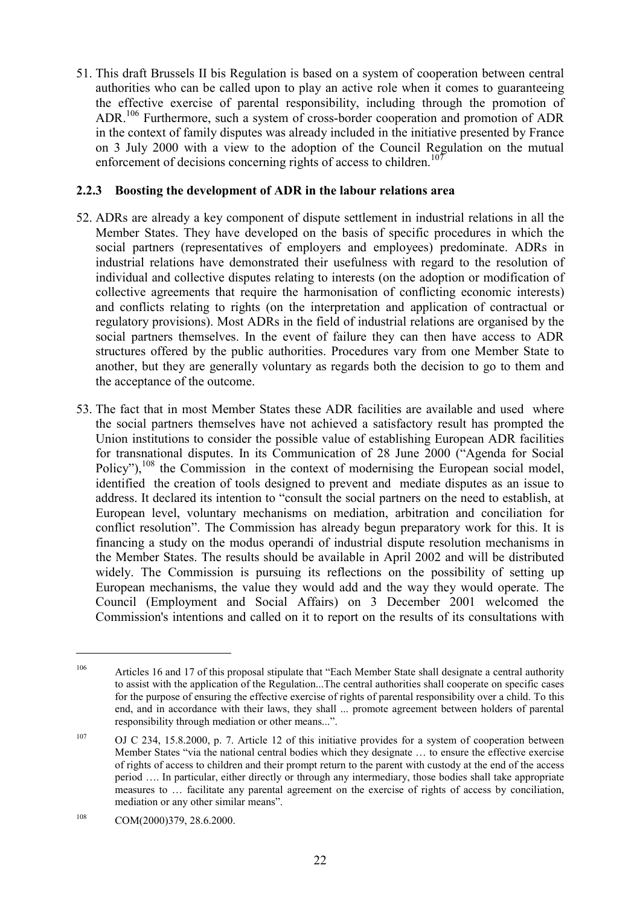51. This draft Brussels II bis Regulation is based on a system of cooperation between central authorities who can be called upon to play an active role when it comes to guaranteeing the effective exercise of parental responsibility, including through the promotion of ADR.[106] Furthermore, such a system of cross-border cooperation and promotion of ADR in the context of family disputes was already included in the initiative presented by France on 3 July 2000 with a view to the adoption of the Council Regulation on the mutual enforcement of decisions concerning rights of access to children.[107]

### 2.2.3 Boosting the development of ADR in the labour relations area

52. ADRs are already a key component of dispute settlement in industrial relations in all the Member States. They have developed on the basis of specific procedures in which the social partners (representatives of employers and employees) predominate. ADRs in industrial relations have demonstrated their usefulness with regard to the resolution of individual and collective disputes relating to interests (on the adoption or modification of collective agreements that require the harmonisation of conflicting economic interests) and conflicts relating to rights (on the interpretation and application of contractual or regulatory provisions). Most ADRs in the field of industrial relations are organised by the social partners themselves. In the event of failure they can then have access to ADR structures offered by the public authorities. Procedures vary from one Member State to another, but they are generally voluntary as regards both the decision to go to them and the acceptance of the outcome.

53. The fact that in most Member States these ADR facilities are available and used where the social partners themselves have not achieved a satisfactory result has prompted the Union institutions to consider the possible value of establishing European ADR facilities for transnational disputes. In its Communication of 28 June 2000 ("Agenda for Social Policy"),[108] the Commission in the context of modernising the European social model, identified the creation of tools designed to prevent and mediate disputes as an issue to address. It declared its intention to "consult the social partners on the need to establish, at European level, voluntary mechanisms on mediation, arbitration and conciliation for conflict resolution". The Commission has already begun preparatory work for this. It is financing a study on the modus operandi of industrial dispute resolution mechanisms in the Member States. The results should be available in April 2002 and will be distributed widely. The Commission is pursuing its reflections on the possibility of setting up European mechanisms, the value they would add and the way they would operate. The Council (Employment and Social Affairs) on 3 December 2001 welcomed the Commission's intentions and called on it to report on the results of its consultations with

---

[106] Articles 16 and 17 of this proposal stipulate that "Each Member State shall designate a central authority to assist with the application of the Regulation...The central authorities shall cooperate on specific cases for the purpose of ensuring the effective exercise of rights of parental responsibility over a child. To this end, and in accordance with their laws, they shall ... promote agreement between holders of parental responsibility through mediation or other means...".

[107] OJ C 234, 15.8.2000, p. 7. Article 12 of this initiative provides for a system of cooperation between Member States "via the national central bodies which they designate … to ensure the effective exercise of rights of access to children and their prompt return to the parent with custody at the end of the access period …. In particular, either directly or through any intermediary, those bodies shall take appropriate measures to … facilitate any parental agreement on the exercise of rights of access by conciliation, mediation or any other similar means".

[108] COM(2000)379, 28.6.2000.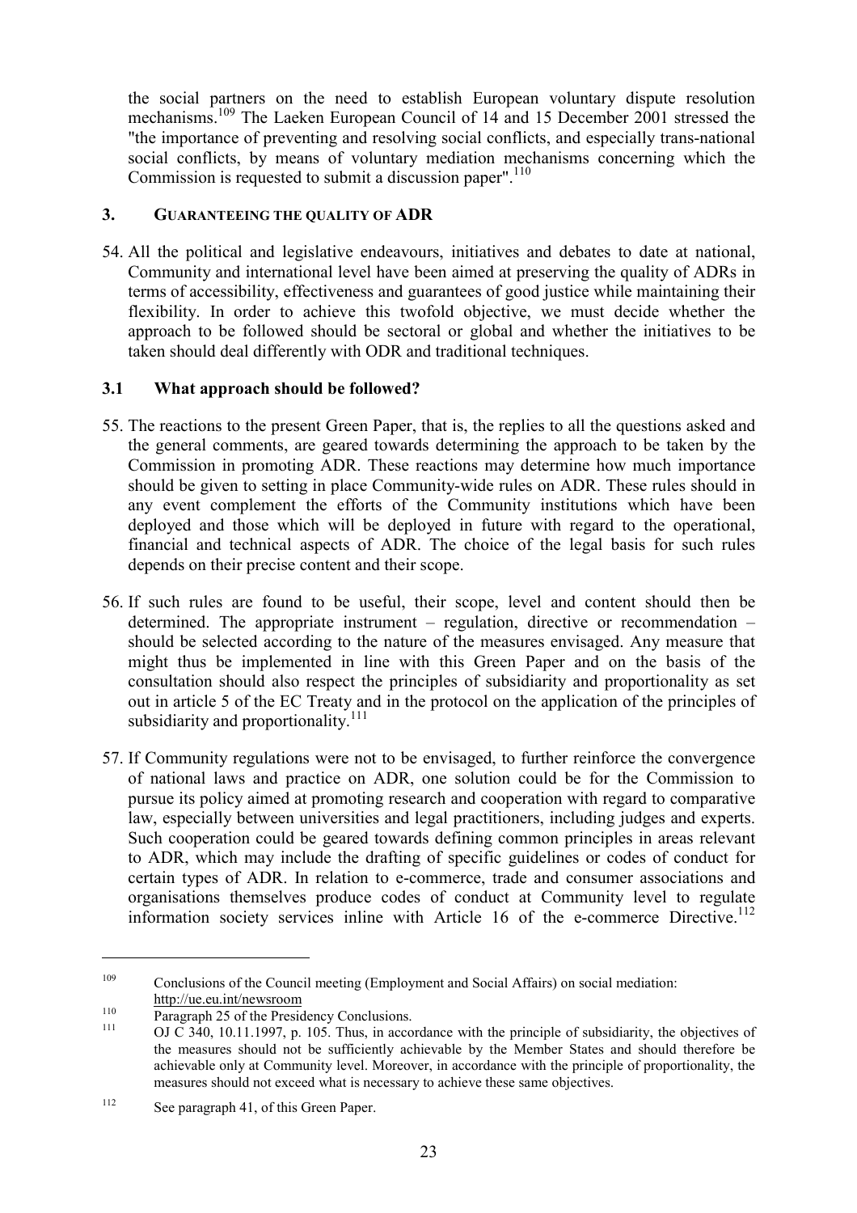the social partners on the need to establish European voluntary dispute resolution mechanisms.[109] The Laeken European Council of 14 and 15 December 2001 stressed the "the importance of preventing and resolving social conflicts, and especially trans-national social conflicts, by means of voluntary mediation mechanisms concerning which the Commission is requested to submit a discussion paper".[110]

## 3. GUARANTEEING THE QUALITY OF ADR

54. All the political and legislative endeavours, initiatives and debates to date at national, Community and international level have been aimed at preserving the quality of ADRs in terms of accessibility, effectiveness and guarantees of good justice while maintaining their flexibility. In order to achieve this twofold objective, we must decide whether the approach to be followed should be sectoral or global and whether the initiatives to be taken should deal differently with ODR and traditional techniques.

### 3.1 What approach should be followed?

55. The reactions to the present Green Paper, that is, the replies to all the questions asked and the general comments, are geared towards determining the approach to be taken by the Commission in promoting ADR. These reactions may determine how much importance should be given to setting in place Community-wide rules on ADR. These rules should in any event complement the efforts of the Community institutions which have been deployed and those which will be deployed in future with regard to the operational, financial and technical aspects of ADR. The choice of the legal basis for such rules depends on their precise content and their scope.

56. If such rules are found to be useful, their scope, level and content should then be determined. The appropriate instrument – regulation, directive or recommendation – should be selected according to the nature of the measures envisaged. Any measure that might thus be implemented in line with this Green Paper and on the basis of the consultation should also respect the principles of subsidiarity and proportionality as set out in article 5 of the EC Treaty and in the protocol on the application of the principles of subsidiarity and proportionality.[111]

57. If Community regulations were not to be envisaged, to further reinforce the convergence of national laws and practice on ADR, one solution could be for the Commission to pursue its policy aimed at promoting research and cooperation with regard to comparative law, especially between universities and legal practitioners, including judges and experts. Such cooperation could be geared towards defining common principles in areas relevant to ADR, which may include the drafting of specific guidelines or codes of conduct for certain types of ADR. In relation to e-commerce, trade and consumer associations and organisations themselves produce codes of conduct at Community level to regulate information society services inline with Article 16 of the e-commerce Directive.[112]

---

[109] Conclusions of the Council meeting (Employment and Social Affairs) on social mediation: http://ue.eu.int/newsroom

[110] Paragraph 25 of the Presidency Conclusions.

[111] OJ C 340, 10.11.1997, p. 105. Thus, in accordance with the principle of subsidiarity, the objectives of the measures should not be sufficiently achievable by the Member States and should therefore be achievable only at Community level. Moreover, in accordance with the principle of proportionality, the measures should not exceed what is necessary to achieve these same objectives.

[112] See paragraph 41, of this Green Paper.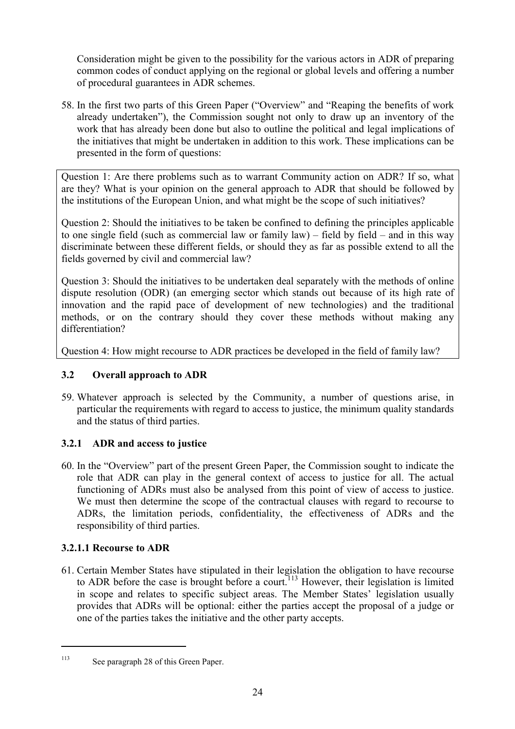Consideration might be given to the possibility for the various actors in ADR of preparing common codes of conduct applying on the regional or global levels and offering a number of procedural guarantees in ADR schemes.

58. In the first two parts of this Green Paper ("Overview" and "Reaping the benefits of work already undertaken"), the Commission sought not only to draw up an inventory of the work that has already been done but also to outline the political and legal implications of the initiatives that might be undertaken in addition to this work. These implications can be presented in the form of questions:

> Question 1: Are there problems such as to warrant Community action on ADR? If so, what are they? What is your opinion on the general approach to ADR that should be followed by the institutions of the European Union, and what might be the scope of such initiatives?
>
> Question 2: Should the initiatives to be taken be confined to defining the principles applicable to one single field (such as commercial law or family law) – field by field – and in this way discriminate between these different fields, or should they as far as possible extend to all the fields governed by civil and commercial law?
>
> Question 3: Should the initiatives to be undertaken deal separately with the methods of online dispute resolution (ODR) (an emerging sector which stands out because of its high rate of innovation and the rapid pace of development of new technologies) and the traditional methods, or on the contrary should they cover these methods without making any differentiation?
>
> Question 4: How might recourse to ADR practices be developed in the field of family law?

### 3.2 Overall approach to ADR

59. Whatever approach is selected by the Community, a number of questions arise, in particular the requirements with regard to access to justice, the minimum quality standards and the status of third parties.

### 3.2.1 ADR and access to justice

60. In the "Overview" part of the present Green Paper, the Commission sought to indicate the role that ADR can play in the general context of access to justice for all. The actual functioning of ADRs must also be analysed from this point of view of access to justice. We must then determine the scope of the contractual clauses with regard to recourse to ADRs, the limitation periods, confidentiality, the effectiveness of ADRs and the responsibility of third parties.

#### 3.2.1.1 Recourse to ADR

61. Certain Member States have stipulated in their legislation the obligation to have recourse to ADR before the case is brought before a court.[113] However, their legislation is limited in scope and relates to specific subject areas. The Member States' legislation usually provides that ADRs will be optional: either the parties accept the proposal of a judge or one of the parties takes the initiative and the other party accepts.

---

[113] See paragraph 28 of this Green Paper.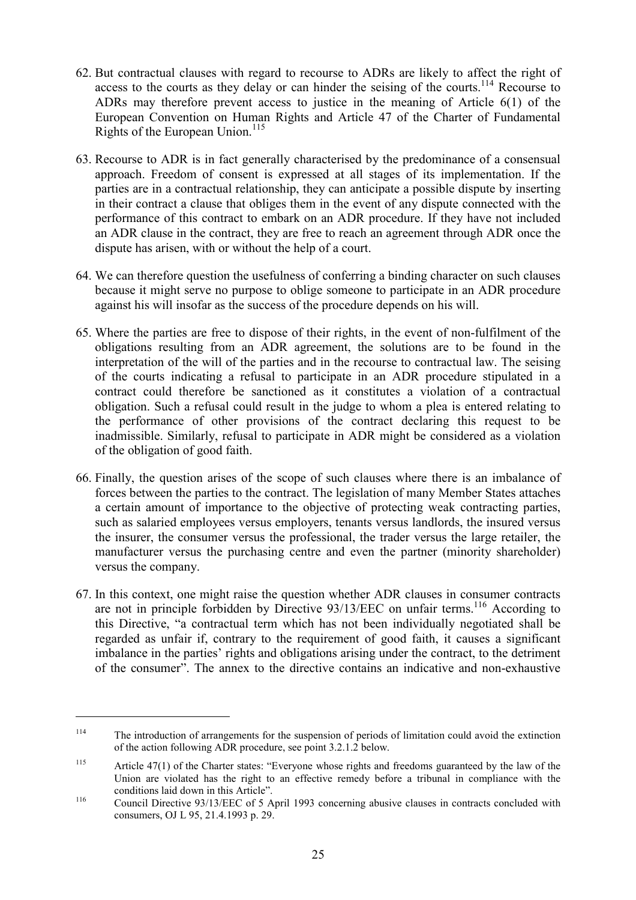62. But contractual clauses with regard to recourse to ADRs are likely to affect the right of access to the courts as they delay or can hinder the seising of the courts.[114] Recourse to ADRs may therefore prevent access to justice in the meaning of Article 6(1) of the European Convention on Human Rights and Article 47 of the Charter of Fundamental Rights of the European Union.[115]

63. Recourse to ADR is in fact generally characterised by the predominance of a consensual approach. Freedom of consent is expressed at all stages of its implementation. If the parties are in a contractual relationship, they can anticipate a possible dispute by inserting in their contract a clause that obliges them in the event of any dispute connected with the performance of this contract to embark on an ADR procedure. If they have not included an ADR clause in the contract, they are free to reach an agreement through ADR once the dispute has arisen, with or without the help of a court.

64. We can therefore question the usefulness of conferring a binding character on such clauses because it might serve no purpose to oblige someone to participate in an ADR procedure against his will insofar as the success of the procedure depends on his will.

65. Where the parties are free to dispose of their rights, in the event of non-fulfilment of the obligations resulting from an ADR agreement, the solutions are to be found in the interpretation of the will of the parties and in the recourse to contractual law. The seising of the courts indicating a refusal to participate in an ADR procedure stipulated in a contract could therefore be sanctioned as it constitutes a violation of a contractual obligation. Such a refusal could result in the judge to whom a plea is entered relating to the performance of other provisions of the contract declaring this request to be inadmissible. Similarly, refusal to participate in ADR might be considered as a violation of the obligation of good faith.

66. Finally, the question arises of the scope of such clauses where there is an imbalance of forces between the parties to the contract. The legislation of many Member States attaches a certain amount of importance to the objective of protecting weak contracting parties, such as salaried employees versus employers, tenants versus landlords, the insured versus the insurer, the consumer versus the professional, the trader versus the large retailer, the manufacturer versus the purchasing centre and even the partner (minority shareholder) versus the company.

67. In this context, one might raise the question whether ADR clauses in consumer contracts are not in principle forbidden by Directive 93/13/EEC on unfair terms.[116] According to this Directive, "a contractual term which has not been individually negotiated shall be regarded as unfair if, contrary to the requirement of good faith, it causes a significant imbalance in the parties' rights and obligations arising under the contract, to the detriment of the consumer". The annex to the directive contains an indicative and non-exhaustive

---

[114] The introduction of arrangements for the suspension of periods of limitation could avoid the extinction of the action following ADR procedure, see point 3.2.1.2 below.

[115] Article 47(1) of the Charter states: "Everyone whose rights and freedoms guaranteed by the law of the Union are violated has the right to an effective remedy before a tribunal in compliance with the conditions laid down in this Article".

[116] Council Directive 93/13/EEC of 5 April 1993 concerning abusive clauses in contracts concluded with consumers, OJ L 95, 21.4.1993 p. 29.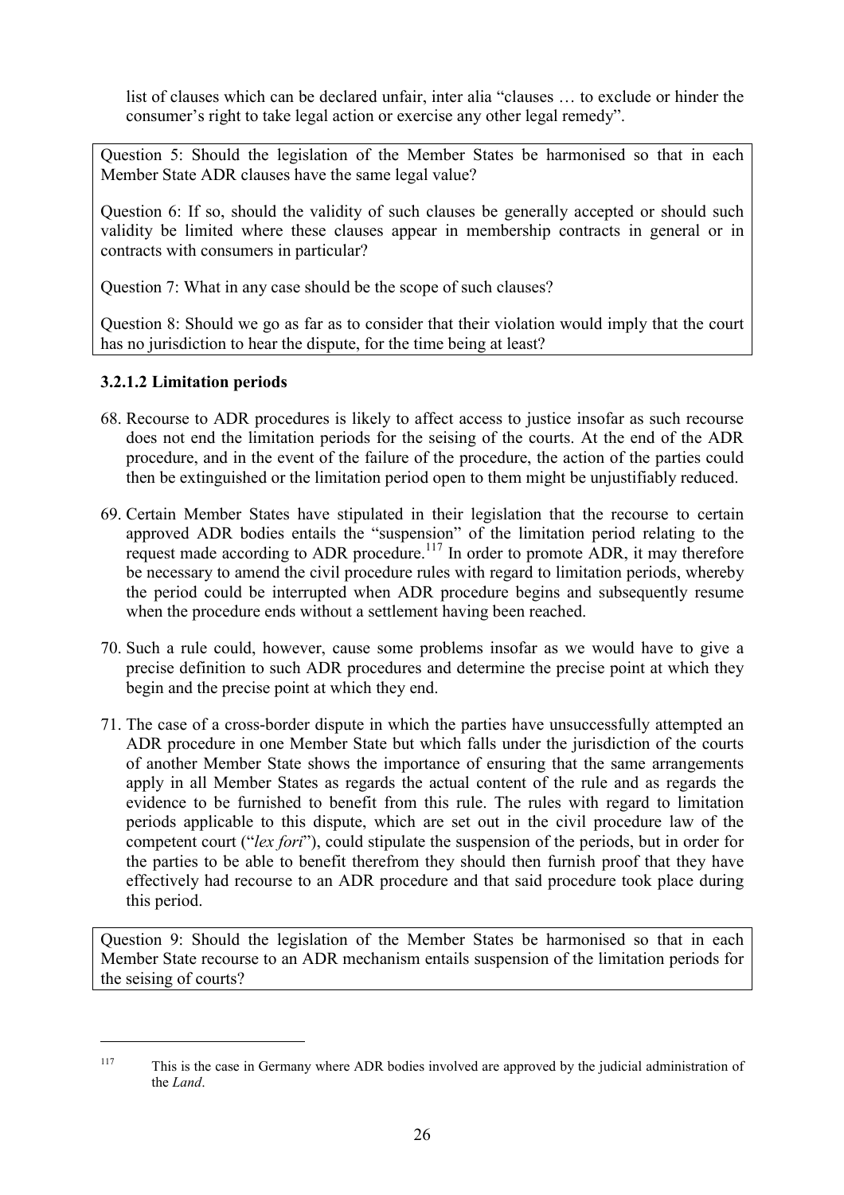list of clauses which can be declared unfair, inter alia "clauses … to exclude or hinder the consumer's right to take legal action or exercise any other legal remedy".

Question 5: Should the legislation of the Member States be harmonised so that in each Member State ADR clauses have the same legal value?

Question 6: If so, should the validity of such clauses be generally accepted or should such validity be limited where these clauses appear in membership contracts in general or in contracts with consumers in particular?

Question 7: What in any case should be the scope of such clauses?

Question 8: Should we go as far as to consider that their violation would imply that the court has no jurisdiction to hear the dispute, for the time being at least?

### 3.2.1.2 Limitation periods

68. Recourse to ADR procedures is likely to affect access to justice insofar as such recourse does not end the limitation periods for the seising of the courts. At the end of the ADR procedure, and in the event of the failure of the procedure, the action of the parties could then be extinguished or the limitation period open to them might be unjustifiably reduced.

69. Certain Member States have stipulated in their legislation that the recourse to certain approved ADR bodies entails the "suspension" of the limitation period relating to the request made according to ADR procedure.[117] In order to promote ADR, it may therefore be necessary to amend the civil procedure rules with regard to limitation periods, whereby the period could be interrupted when ADR procedure begins and subsequently resume when the procedure ends without a settlement having been reached.

70. Such a rule could, however, cause some problems insofar as we would have to give a precise definition to such ADR procedures and determine the precise point at which they begin and the precise point at which they end.

71. The case of a cross-border dispute in which the parties have unsuccessfully attempted an ADR procedure in one Member State but which falls under the jurisdiction of the courts of another Member State shows the importance of ensuring that the same arrangements apply in all Member States as regards the actual content of the rule and as regards the evidence to be furnished to benefit from this rule. The rules with regard to limitation periods applicable to this dispute, which are set out in the civil procedure law of the competent court ("*lex fori*"), could stipulate the suspension of the periods, but in order for the parties to be able to benefit therefrom they should then furnish proof that they have effectively had recourse to an ADR procedure and that said procedure took place during this period.

Question 9: Should the legislation of the Member States be harmonised so that in each Member State recourse to an ADR mechanism entails suspension of the limitation periods for the seising of courts?

---

[117] This is the case in Germany where ADR bodies involved are approved by the judicial administration of the *Land*.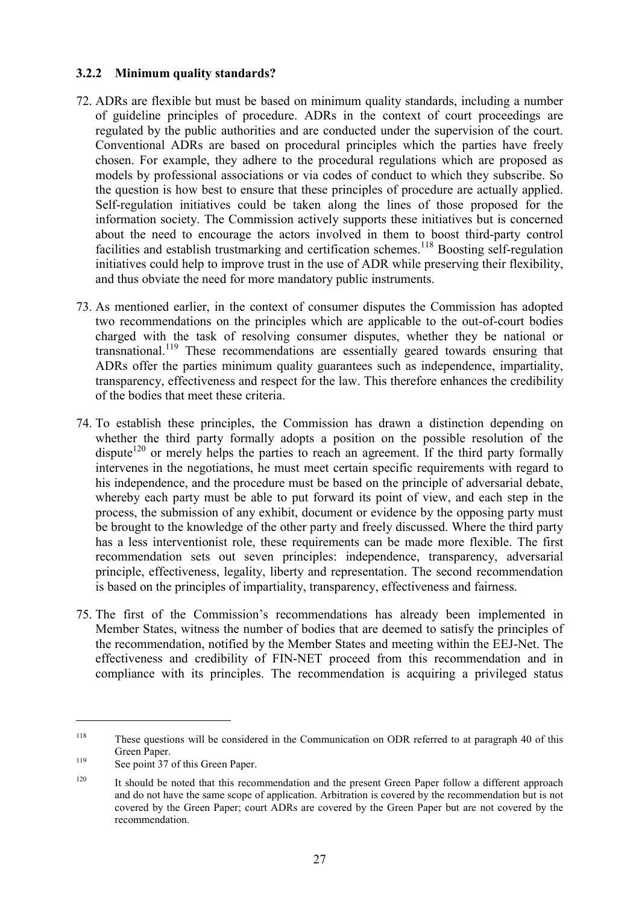### 3.2.2 Minimum quality standards?

72. ADRs are flexible but must be based on minimum quality standards, including a number of guideline principles of procedure. ADRs in the context of court proceedings are regulated by the public authorities and are conducted under the supervision of the court. Conventional ADRs are based on procedural principles which the parties have freely chosen. For example, they adhere to the procedural regulations which are proposed as models by professional associations or via codes of conduct to which they subscribe. So the question is how best to ensure that these principles of procedure are actually applied. Self-regulation initiatives could be taken along the lines of those proposed for the information society. The Commission actively supports these initiatives but is concerned about the need to encourage the actors involved in them to boost third-party control facilities and establish trustmarking and certification schemes.[118] Boosting self-regulation initiatives could help to improve trust in the use of ADR while preserving their flexibility, and thus obviate the need for more mandatory public instruments.

73. As mentioned earlier, in the context of consumer disputes the Commission has adopted two recommendations on the principles which are applicable to the out-of-court bodies charged with the task of resolving consumer disputes, whether they be national or transnational.[119] These recommendations are essentially geared towards ensuring that ADRs offer the parties minimum quality guarantees such as independence, impartiality, transparency, effectiveness and respect for the law. This therefore enhances the credibility of the bodies that meet these criteria.

74. To establish these principles, the Commission has drawn a distinction depending on whether the third party formally adopts a position on the possible resolution of the dispute[120] or merely helps the parties to reach an agreement. If the third party formally intervenes in the negotiations, he must meet certain specific requirements with regard to his independence, and the procedure must be based on the principle of adversarial debate, whereby each party must be able to put forward its point of view, and each step in the process, the submission of any exhibit, document or evidence by the opposing party must be brought to the knowledge of the other party and freely discussed. Where the third party has a less interventionist role, these requirements can be made more flexible. The first recommendation sets out seven principles: independence, transparency, adversarial principle, effectiveness, legality, liberty and representation. The second recommendation is based on the principles of impartiality, transparency, effectiveness and fairness.

75. The first of the Commission's recommendations has already been implemented in Member States, witness the number of bodies that are deemed to satisfy the principles of the recommendation, notified by the Member States and meeting within the EEJ-Net. The effectiveness and credibility of FIN-NET proceed from this recommendation and in compliance with its principles. The recommendation is acquiring a privileged status

---

[118] These questions will be considered in the Communication on ODR referred to at paragraph 40 of this Green Paper.

[119] See point 37 of this Green Paper.

[120] It should be noted that this recommendation and the present Green Paper follow a different approach and do not have the same scope of application. Arbitration is covered by the recommendation but is not covered by the Green Paper; court ADRs are covered by the Green Paper but are not covered by the recommendation.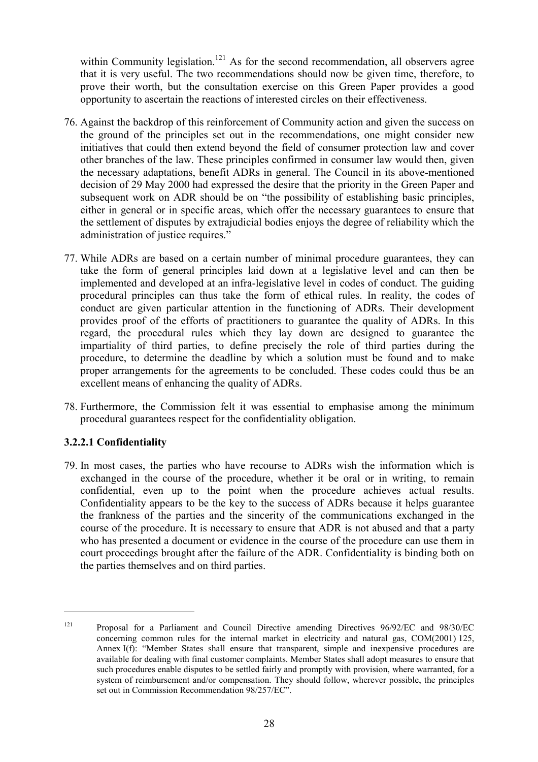within Community legislation.[121] As for the second recommendation, all observers agree that it is very useful. The two recommendations should now be given time, therefore, to prove their worth, but the consultation exercise on this Green Paper provides a good opportunity to ascertain the reactions of interested circles on their effectiveness.

76. Against the backdrop of this reinforcement of Community action and given the success on the ground of the principles set out in the recommendations, one might consider new initiatives that could then extend beyond the field of consumer protection law and cover other branches of the law. These principles confirmed in consumer law would then, given the necessary adaptations, benefit ADRs in general. The Council in its above-mentioned decision of 29 May 2000 had expressed the desire that the priority in the Green Paper and subsequent work on ADR should be on "the possibility of establishing basic principles, either in general or in specific areas, which offer the necessary guarantees to ensure that the settlement of disputes by extrajudicial bodies enjoys the degree of reliability which the administration of justice requires."

77. While ADRs are based on a certain number of minimal procedure guarantees, they can take the form of general principles laid down at a legislative level and can then be implemented and developed at an infra-legislative level in codes of conduct. The guiding procedural principles can thus take the form of ethical rules. In reality, the codes of conduct are given particular attention in the functioning of ADRs. Their development provides proof of the efforts of practitioners to guarantee the quality of ADRs. In this regard, the procedural rules which they lay down are designed to guarantee the impartiality of third parties, to define precisely the role of third parties during the procedure, to determine the deadline by which a solution must be found and to make proper arrangements for the agreements to be concluded. These codes could thus be an excellent means of enhancing the quality of ADRs.

78. Furthermore, the Commission felt it was essential to emphasise among the minimum procedural guarantees respect for the confidentiality obligation.

### 3.2.2.1 Confidentiality

79. In most cases, the parties who have recourse to ADRs wish the information which is exchanged in the course of the procedure, whether it be oral or in writing, to remain confidential, even up to the point when the procedure achieves actual results. Confidentiality appears to be the key to the success of ADRs because it helps guarantee the frankness of the parties and the sincerity of the communications exchanged in the course of the procedure. It is necessary to ensure that ADR is not abused and that a party who has presented a document or evidence in the course of the procedure can use them in court proceedings brought after the failure of the ADR. Confidentiality is binding both on the parties themselves and on third parties.

---

[121] Proposal for a Parliament and Council Directive amending Directives 96/92/EC and 98/30/EC concerning common rules for the internal market in electricity and natural gas, COM(2001) 125, Annex I(f): "Member States shall ensure that transparent, simple and inexpensive procedures are available for dealing with final customer complaints. Member States shall adopt measures to ensure that such procedures enable disputes to be settled fairly and promptly with provision, where warranted, for a system of reimbursement and/or compensation. They should follow, wherever possible, the principles set out in Commission Recommendation 98/257/EC".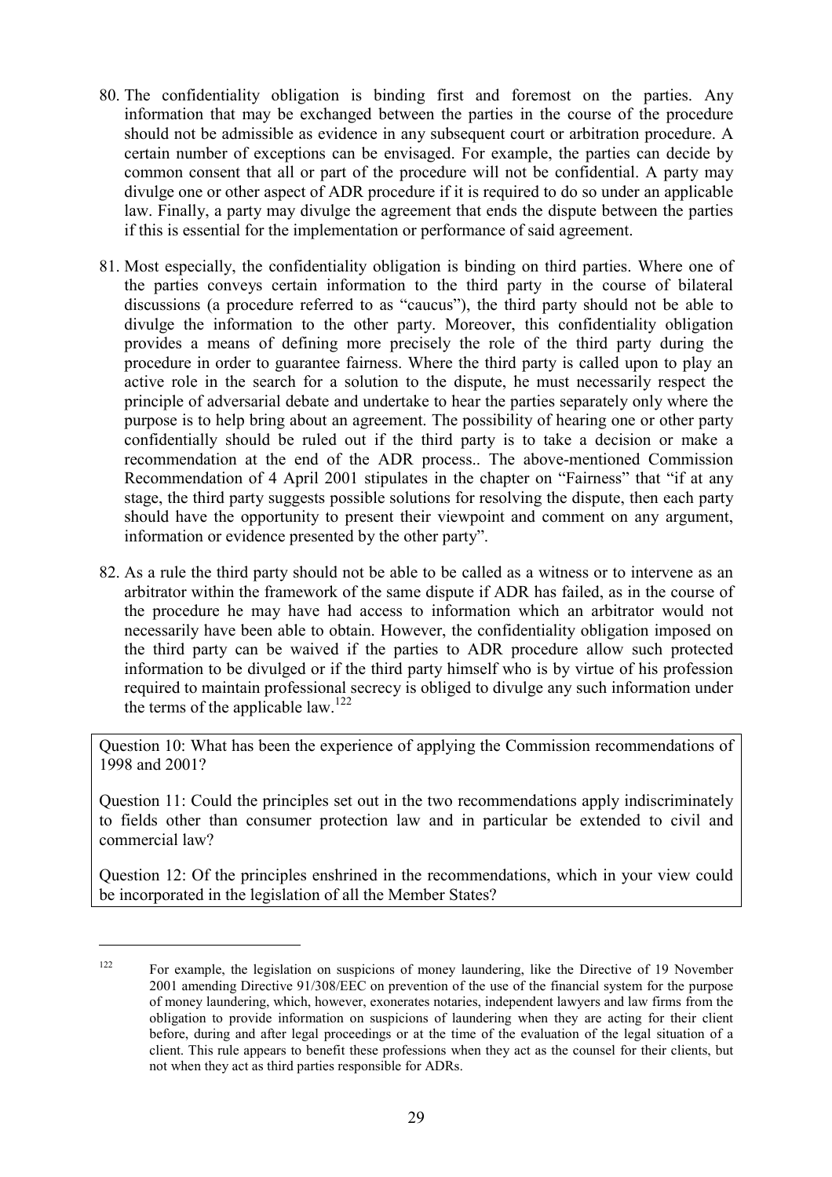80. The confidentiality obligation is binding first and foremost on the parties. Any information that may be exchanged between the parties in the course of the procedure should not be admissible as evidence in any subsequent court or arbitration procedure. A certain number of exceptions can be envisaged. For example, the parties can decide by common consent that all or part of the procedure will not be confidential. A party may divulge one or other aspect of ADR procedure if it is required to do so under an applicable law. Finally, a party may divulge the agreement that ends the dispute between the parties if this is essential for the implementation or performance of said agreement.

81. Most especially, the confidentiality obligation is binding on third parties. Where one of the parties conveys certain information to the third party in the course of bilateral discussions (a procedure referred to as "caucus"), the third party should not be able to divulge the information to the other party. Moreover, this confidentiality obligation provides a means of defining more precisely the role of the third party during the procedure in order to guarantee fairness. Where the third party is called upon to play an active role in the search for a solution to the dispute, he must necessarily respect the principle of adversarial debate and undertake to hear the parties separately only where the purpose is to help bring about an agreement. The possibility of hearing one or other party confidentially should be ruled out if the third party is to take a decision or make a recommendation at the end of the ADR process.. The above-mentioned Commission Recommendation of 4 April 2001 stipulates in the chapter on "Fairness" that "if at any stage, the third party suggests possible solutions for resolving the dispute, then each party should have the opportunity to present their viewpoint and comment on any argument, information or evidence presented by the other party".

82. As a rule the third party should not be able to be called as a witness or to intervene as an arbitrator within the framework of the same dispute if ADR has failed, as in the course of the procedure he may have had access to information which an arbitrator would not necessarily have been able to obtain. However, the confidentiality obligation imposed on the third party can be waived if the parties to ADR procedure allow such protected information to be divulged or if the third party himself who is by virtue of his profession required to maintain professional secrecy is obliged to divulge any such information under the terms of the applicable law.[122]

> Question 10: What has been the experience of applying the Commission recommendations of 1998 and 2001?
>
> Question 11: Could the principles set out in the two recommendations apply indiscriminately to fields other than consumer protection law and in particular be extended to civil and commercial law?
>
> Question 12: Of the principles enshrined in the recommendations, which in your view could be incorporated in the legislation of all the Member States?

---

[122] For example, the legislation on suspicions of money laundering, like the Directive of 19 November 2001 amending Directive 91/308/EEC on prevention of the use of the financial system for the purpose of money laundering, which, however, exonerates notaries, independent lawyers and law firms from the obligation to provide information on suspicions of laundering when they are acting for their client before, during and after legal proceedings or at the time of the evaluation of the legal situation of a client. This rule appears to benefit these professions when they act as the counsel for their clients, but not when they act as third parties responsible for ADRs.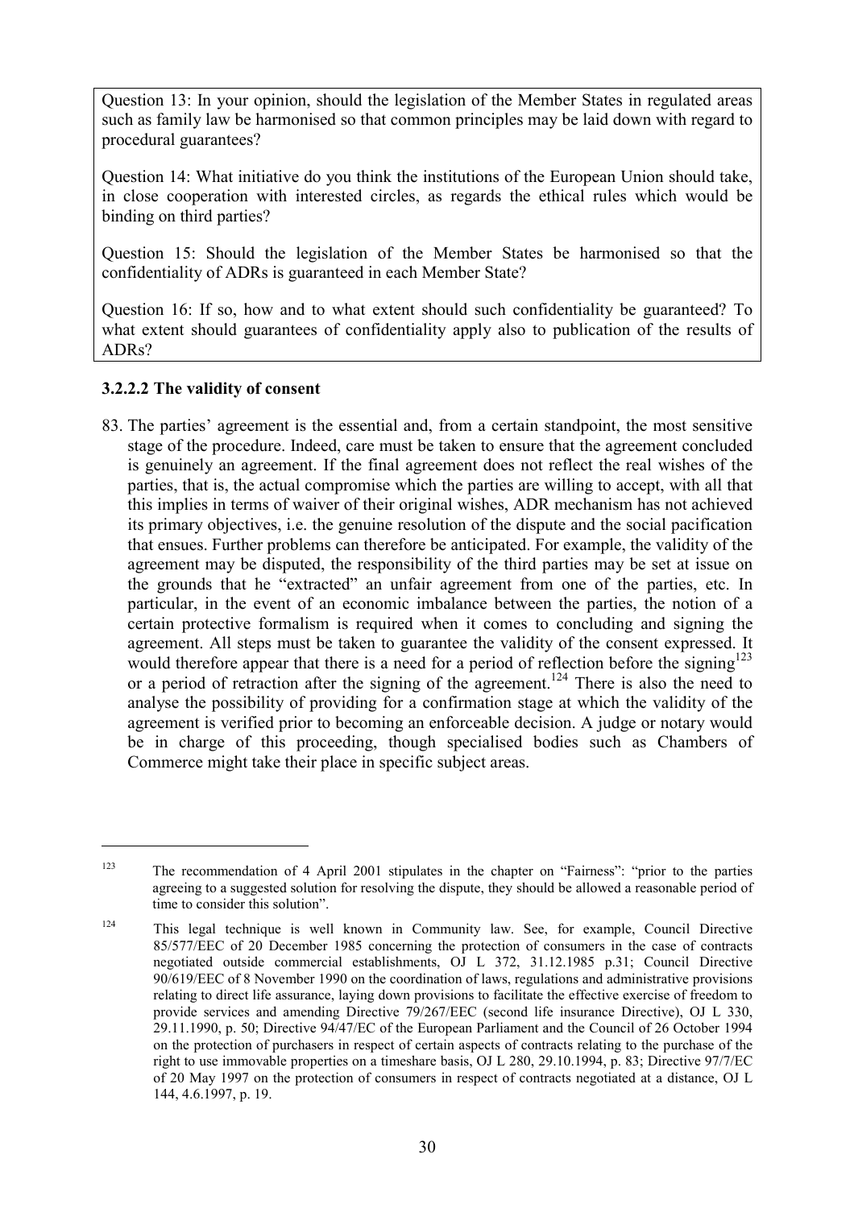Question 13: In your opinion, should the legislation of the Member States in regulated areas such as family law be harmonised so that common principles may be laid down with regard to procedural guarantees?

Question 14: What initiative do you think the institutions of the European Union should take, in close cooperation with interested circles, as regards the ethical rules which would be binding on third parties?

Question 15: Should the legislation of the Member States be harmonised so that the confidentiality of ADRs is guaranteed in each Member State?

Question 16: If so, how and to what extent should such confidentiality be guaranteed? To what extent should guarantees of confidentiality apply also to publication of the results of ADRs?

### 3.2.2.2 The validity of consent

83. The parties' agreement is the essential and, from a certain standpoint, the most sensitive stage of the procedure. Indeed, care must be taken to ensure that the agreement concluded is genuinely an agreement. If the final agreement does not reflect the real wishes of the parties, that is, the actual compromise which the parties are willing to accept, with all that this implies in terms of waiver of their original wishes, ADR mechanism has not achieved its primary objectives, i.e. the genuine resolution of the dispute and the social pacification that ensues. Further problems can therefore be anticipated. For example, the validity of the agreement may be disputed, the responsibility of the third parties may be set at issue on the grounds that he "extracted" an unfair agreement from one of the parties, etc. In particular, in the event of an economic imbalance between the parties, the notion of a certain protective formalism is required when it comes to concluding and signing the agreement. All steps must be taken to guarantee the validity of the consent expressed. It would therefore appear that there is a need for a period of reflection before the signing[123] or a period of retraction after the signing of the agreement.[124] There is also the need to analyse the possibility of providing for a confirmation stage at which the validity of the agreement is verified prior to becoming an enforceable decision. A judge or notary would be in charge of this proceeding, though specialised bodies such as Chambers of Commerce might take their place in specific subject areas.

---

[123] The recommendation of 4 April 2001 stipulates in the chapter on "Fairness": "prior to the parties agreeing to a suggested solution for resolving the dispute, they should be allowed a reasonable period of time to consider this solution".

[124] This legal technique is well known in Community law. See, for example, Council Directive 85/577/EEC of 20 December 1985 concerning the protection of consumers in the case of contracts negotiated outside commercial establishments, OJ L 372, 31.12.1985 p.31; Council Directive 90/619/EEC of 8 November 1990 on the coordination of laws, regulations and administrative provisions relating to direct life assurance, laying down provisions to facilitate the effective exercise of freedom to provide services and amending Directive 79/267/EEC (second life insurance Directive), OJ L 330, 29.11.1990, p. 50; Directive 94/47/EC of the European Parliament and the Council of 26 October 1994 on the protection of purchasers in respect of certain aspects of contracts relating to the purchase of the right to use immovable properties on a timeshare basis, OJ L 280, 29.10.1994, p. 83; Directive 97/7/EC of 20 May 1997 on the protection of consumers in respect of contracts negotiated at a distance, OJ L 144, 4.6.1997, p. 19.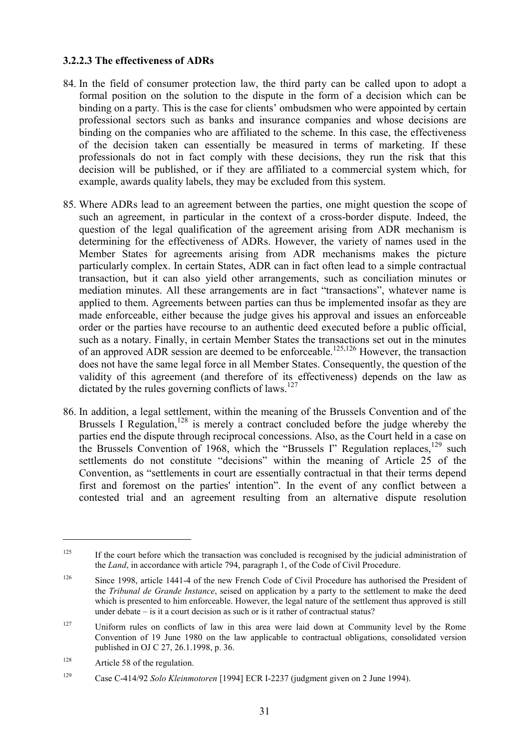### 3.2.2.3 The effectiveness of ADRs

84. In the field of consumer protection law, the third party can be called upon to adopt a formal position on the solution to the dispute in the form of a decision which can be binding on a party. This is the case for clients' ombudsmen who were appointed by certain professional sectors such as banks and insurance companies and whose decisions are binding on the companies who are affiliated to the scheme. In this case, the effectiveness of the decision taken can essentially be measured in terms of marketing. If these professionals do not in fact comply with these decisions, they run the risk that this decision will be published, or if they are affiliated to a commercial system which, for example, awards quality labels, they may be excluded from this system.

85. Where ADRs lead to an agreement between the parties, one might question the scope of such an agreement, in particular in the context of a cross-border dispute. Indeed, the question of the legal qualification of the agreement arising from ADR mechanism is determining for the effectiveness of ADRs. However, the variety of names used in the Member States for agreements arising from ADR mechanisms makes the picture particularly complex. In certain States, ADR can in fact often lead to a simple contractual transaction, but it can also yield other arrangements, such as conciliation minutes or mediation minutes. All these arrangements are in fact "transactions", whatever name is applied to them. Agreements between parties can thus be implemented insofar as they are made enforceable, either because the judge gives his approval and issues an enforceable order or the parties have recourse to an authentic deed executed before a public official, such as a notary. Finally, in certain Member States the transactions set out in the minutes of an approved ADR session are deemed to be enforceable.[125,126] However, the transaction does not have the same legal force in all Member States. Consequently, the question of the validity of this agreement (and therefore of its effectiveness) depends on the law as dictated by the rules governing conflicts of laws.[127]

86. In addition, a legal settlement, within the meaning of the Brussels Convention and of the Brussels I Regulation,[128] is merely a contract concluded before the judge whereby the parties end the dispute through reciprocal concessions. Also, as the Court held in a case on the Brussels Convention of 1968, which the "Brussels I" Regulation replaces,[129] such settlements do not constitute "decisions" within the meaning of Article 25 of the Convention, as "settlements in court are essentially contractual in that their terms depend first and foremost on the parties' intention". In the event of any conflict between a contested trial and an agreement resulting from an alternative dispute resolution

---

[125] If the court before which the transaction was concluded is recognised by the judicial administration of the *Land*, in accordance with article 794, paragraph 1, of the Code of Civil Procedure.

[126] Since 1998, article 1441-4 of the new French Code of Civil Procedure has authorised the President of the *Tribunal de Grande Instance*, seised on application by a party to the settlement to make the deed which is presented to him enforceable. However, the legal nature of the settlement thus approved is still under debate – is it a court decision as such or is it rather of contractual status?

[127] Uniform rules on conflicts of law in this area were laid down at Community level by the Rome Convention of 19 June 1980 on the law applicable to contractual obligations, consolidated version published in OJ C 27, 26.1.1998, p. 36.

[128] Article 58 of the regulation.

[129] Case C-414/92 *Solo Kleinmotoren* [1994] ECR I-2237 (judgment given on 2 June 1994).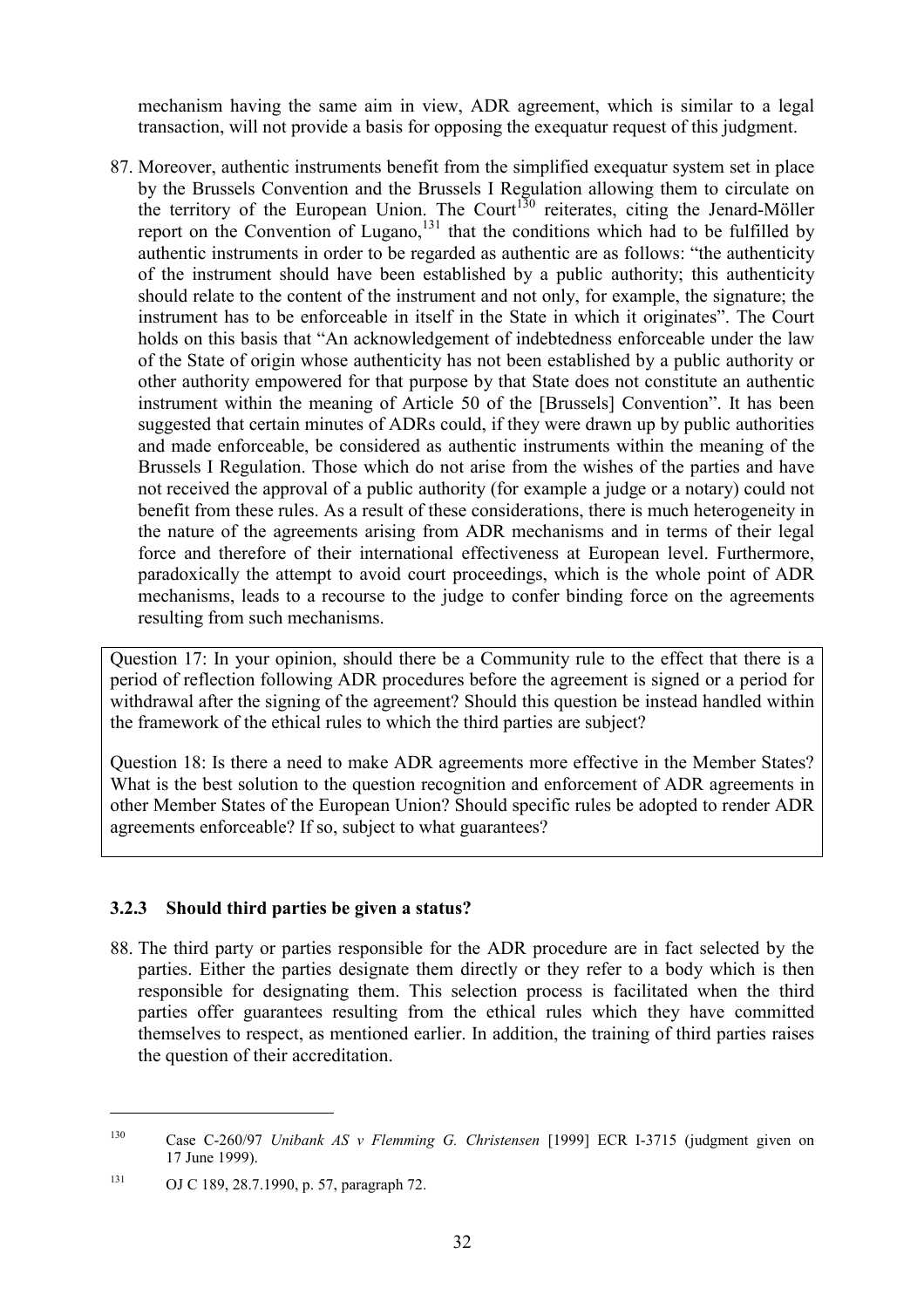mechanism having the same aim in view, ADR agreement, which is similar to a legal transaction, will not provide a basis for opposing the exequatur request of this judgment.

87. Moreover, authentic instruments benefit from the simplified exequatur system set in place by the Brussels Convention and the Brussels I Regulation allowing them to circulate on the territory of the European Union. The Court[130] reiterates, citing the Jenard-Möller report on the Convention of Lugano,[131] that the conditions which had to be fulfilled by authentic instruments in order to be regarded as authentic are as follows: "the authenticity of the instrument should have been established by a public authority; this authenticity should relate to the content of the instrument and not only, for example, the signature; the instrument has to be enforceable in itself in the State in which it originates". The Court holds on this basis that "An acknowledgement of indebtedness enforceable under the law of the State of origin whose authenticity has not been established by a public authority or other authority empowered for that purpose by that State does not constitute an authentic instrument within the meaning of Article 50 of the [Brussels] Convention". It has been suggested that certain minutes of ADRs could, if they were drawn up by public authorities and made enforceable, be considered as authentic instruments within the meaning of the Brussels I Regulation. Those which do not arise from the wishes of the parties and have not received the approval of a public authority (for example a judge or a notary) could not benefit from these rules. As a result of these considerations, there is much heterogeneity in the nature of the agreements arising from ADR mechanisms and in terms of their legal force and therefore of their international effectiveness at European level. Furthermore, paradoxically the attempt to avoid court proceedings, which is the whole point of ADR mechanisms, leads to a recourse to the judge to confer binding force on the agreements resulting from such mechanisms.

Question 17: In your opinion, should there be a Community rule to the effect that there is a period of reflection following ADR procedures before the agreement is signed or a period for withdrawal after the signing of the agreement? Should this question be instead handled within the framework of the ethical rules to which the third parties are subject?

Question 18: Is there a need to make ADR agreements more effective in the Member States? What is the best solution to the question recognition and enforcement of ADR agreements in other Member States of the European Union? Should specific rules be adopted to render ADR agreements enforceable? If so, subject to what guarantees?

### 3.2.3 Should third parties be given a status?

88. The third party or parties responsible for the ADR procedure are in fact selected by the parties. Either the parties designate them directly or they refer to a body which is then responsible for designating them. This selection process is facilitated when the third parties offer guarantees resulting from the ethical rules which they have committed themselves to respect, as mentioned earlier. In addition, the training of third parties raises the question of their accreditation.

---

[130] Case C-260/97 *Unibank AS v Flemming G. Christensen* [1999] ECR I-3715 (judgment given on 17 June 1999).

[131] OJ C 189, 28.7.1990, p. 57, paragraph 72.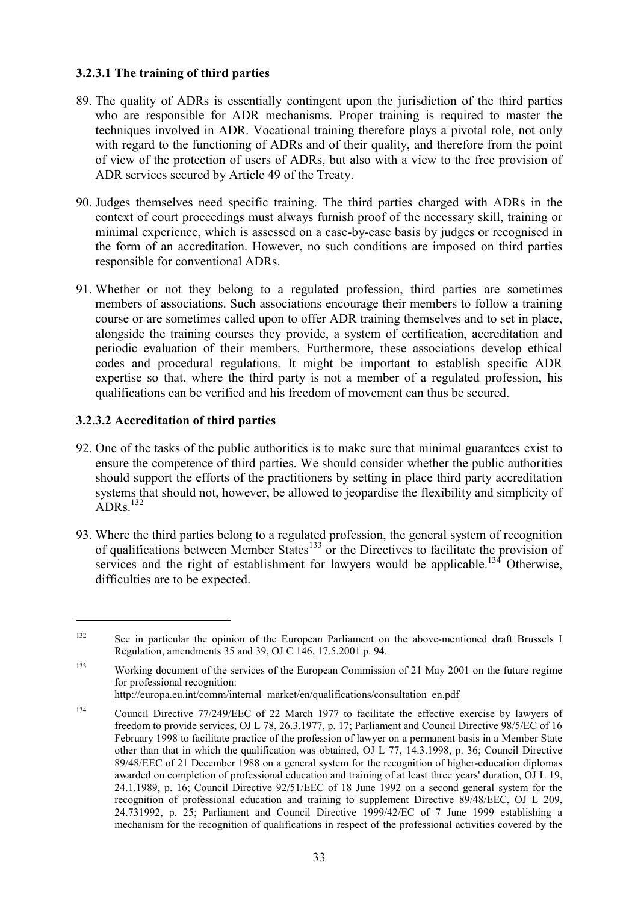### 3.2.3.1 The training of third parties

89. The quality of ADRs is essentially contingent upon the jurisdiction of the third parties who are responsible for ADR mechanisms. Proper training is required to master the techniques involved in ADR. Vocational training therefore plays a pivotal role, not only with regard to the functioning of ADRs and of their quality, and therefore from the point of view of the protection of users of ADRs, but also with a view to the free provision of ADR services secured by Article 49 of the Treaty.

90. Judges themselves need specific training. The third parties charged with ADRs in the context of court proceedings must always furnish proof of the necessary skill, training or minimal experience, which is assessed on a case-by-case basis by judges or recognised in the form of an accreditation. However, no such conditions are imposed on third parties responsible for conventional ADRs.

91. Whether or not they belong to a regulated profession, third parties are sometimes members of associations. Such associations encourage their members to follow a training course or are sometimes called upon to offer ADR training themselves and to set in place, alongside the training courses they provide, a system of certification, accreditation and periodic evaluation of their members. Furthermore, these associations develop ethical codes and procedural regulations. It might be important to establish specific ADR expertise so that, where the third party is not a member of a regulated profession, his qualifications can be verified and his freedom of movement can thus be secured.

### 3.2.3.2 Accreditation of third parties

92. One of the tasks of the public authorities is to make sure that minimal guarantees exist to ensure the competence of third parties. We should consider whether the public authorities should support the efforts of the practitioners by setting in place third party accreditation systems that should not, however, be allowed to jeopardise the flexibility and simplicity of ADRs.[132]

93. Where the third parties belong to a regulated profession, the general system of recognition of qualifications between Member States[133] or the Directives to facilitate the provision of services and the right of establishment for lawyers would be applicable.[134] Otherwise, difficulties are to be expected.

---

[132] See in particular the opinion of the European Parliament on the above-mentioned draft Brussels I Regulation, amendments 35 and 39, OJ C 146, 17.5.2001 p. 94.

[133] Working document of the services of the European Commission of 21 May 2001 on the future regime for professional recognition: http://europa.eu.int/comm/internal_market/en/qualifications/consultation_en.pdf

[134] Council Directive 77/249/EEC of 22 March 1977 to facilitate the effective exercise by lawyers of freedom to provide services, OJ L 78, 26.3.1977, p. 17; Parliament and Council Directive 98/5/EC of 16 February 1998 to facilitate practice of the profession of lawyer on a permanent basis in a Member State other than that in which the qualification was obtained, OJ L 77, 14.3.1998, p. 36; Council Directive 89/48/EEC of 21 December 1988 on a general system for the recognition of higher-education diplomas awarded on completion of professional education and training of at least three years' duration, OJ L 19, 24.1.1989, p. 16; Council Directive 92/51/EEC of 18 June 1992 on a second general system for the recognition of professional education and training to supplement Directive 89/48/EEC, OJ L 209, 24.731992, p. 25; Parliament and Council Directive 1999/42/EC of 7 June 1999 establishing a mechanism for the recognition of qualifications in respect of the professional activities covered by the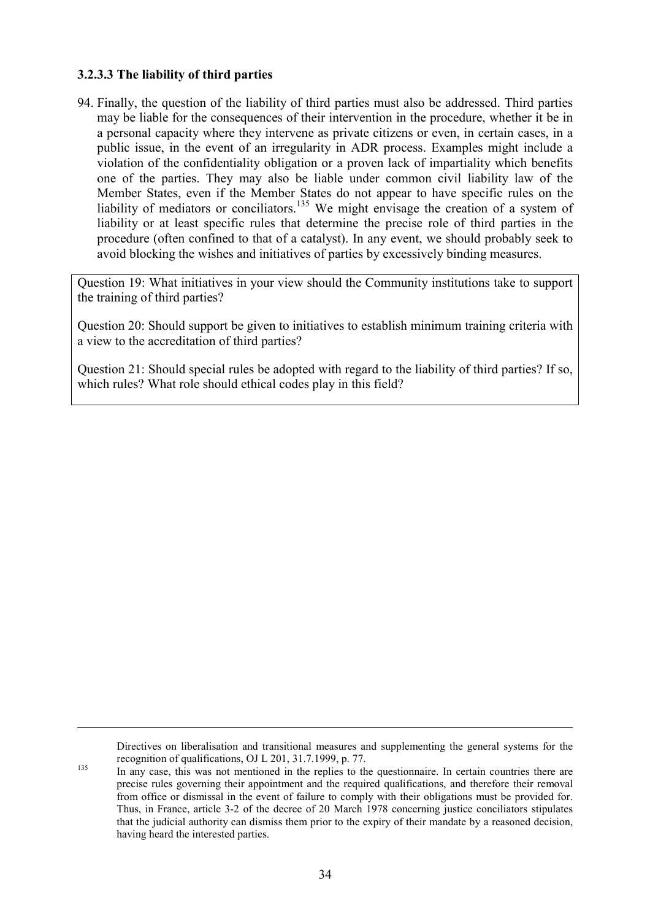### 3.2.3.3 The liability of third parties

94. Finally, the question of the liability of third parties must also be addressed. Third parties may be liable for the consequences of their intervention in the procedure, whether it be in a personal capacity where they intervene as private citizens or even, in certain cases, in a public issue, in the event of an irregularity in ADR process. Examples might include a violation of the confidentiality obligation or a proven lack of impartiality which benefits one of the parties. They may also be liable under common civil liability law of the Member States, even if the Member States do not appear to have specific rules on the liability of mediators or conciliators.[135] We might envisage the creation of a system of liability or at least specific rules that determine the precise role of third parties in the procedure (often confined to that of a catalyst). In any event, we should probably seek to avoid blocking the wishes and initiatives of parties by excessively binding measures.

Question 19: What initiatives in your view should the Community institutions take to support the training of third parties?

Question 20: Should support be given to initiatives to establish minimum training criteria with a view to the accreditation of third parties?

Question 21: Should special rules be adopted with regard to the liability of third parties? If so, which rules? What role should ethical codes play in this field?

---

Directives on liberalisation and transitional measures and supplementing the general systems for the recognition of qualifications, OJ L 201, 31.7.1999, p. 77.

[135] In any case, this was not mentioned in the replies to the questionnaire. In certain countries there are precise rules governing their appointment and the required qualifications, and therefore their removal from office or dismissal in the event of failure to comply with their obligations must be provided for. Thus, in France, article 3-2 of the decree of 20 March 1978 concerning justice conciliators stipulates that the judicial authority can dismiss them prior to the expiry of their mandate by a reasoned decision, having heard the interested parties.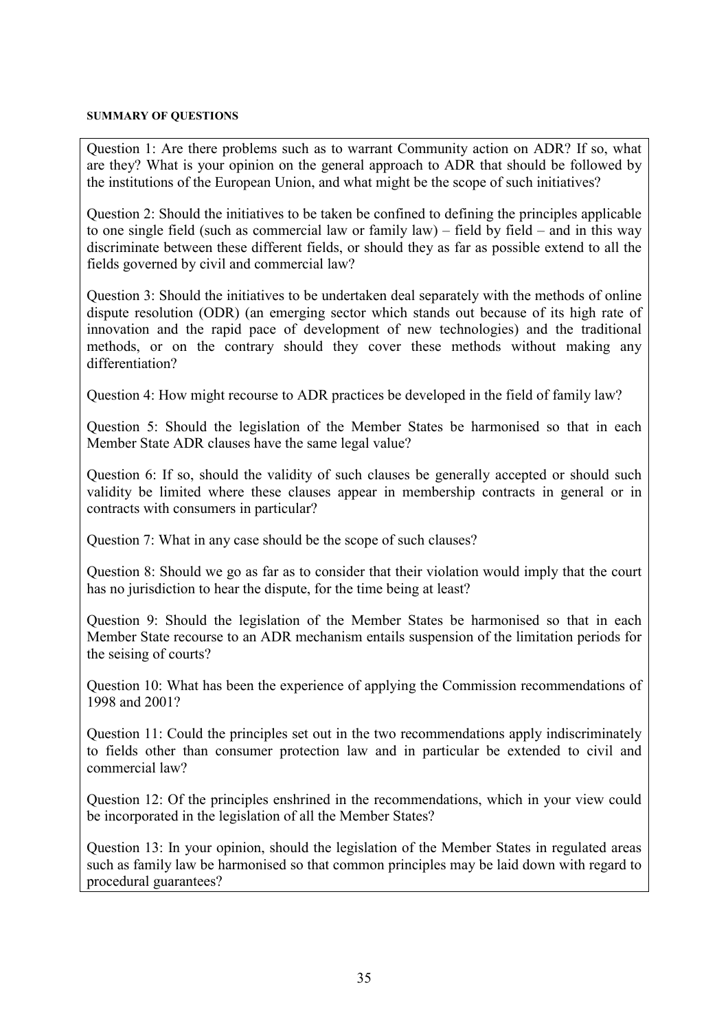#### SUMMARY OF QUESTIONS

Question 1: Are there problems such as to warrant Community action on ADR? If so, what are they? What is your opinion on the general approach to ADR that should be followed by the institutions of the European Union, and what might be the scope of such initiatives?

Question 2: Should the initiatives to be taken be confined to defining the principles applicable to one single field (such as commercial law or family law) – field by field – and in this way discriminate between these different fields, or should they as far as possible extend to all the fields governed by civil and commercial law?

Question 3: Should the initiatives to be undertaken deal separately with the methods of online dispute resolution (ODR) (an emerging sector which stands out because of its high rate of innovation and the rapid pace of development of new technologies) and the traditional methods, or on the contrary should they cover these methods without making any differentiation?

Question 4: How might recourse to ADR practices be developed in the field of family law?

Question 5: Should the legislation of the Member States be harmonised so that in each Member State ADR clauses have the same legal value?

Question 6: If so, should the validity of such clauses be generally accepted or should such validity be limited where these clauses appear in membership contracts in general or in contracts with consumers in particular?

Question 7: What in any case should be the scope of such clauses?

Question 8: Should we go as far as to consider that their violation would imply that the court has no jurisdiction to hear the dispute, for the time being at least?

Question 9: Should the legislation of the Member States be harmonised so that in each Member State recourse to an ADR mechanism entails suspension of the limitation periods for the seising of courts?

Question 10: What has been the experience of applying the Commission recommendations of 1998 and 2001?

Question 11: Could the principles set out in the two recommendations apply indiscriminately to fields other than consumer protection law and in particular be extended to civil and commercial law?

Question 12: Of the principles enshrined in the recommendations, which in your view could be incorporated in the legislation of all the Member States?

Question 13: In your opinion, should the legislation of the Member States in regulated areas such as family law be harmonised so that common principles may be laid down with regard to procedural guarantees?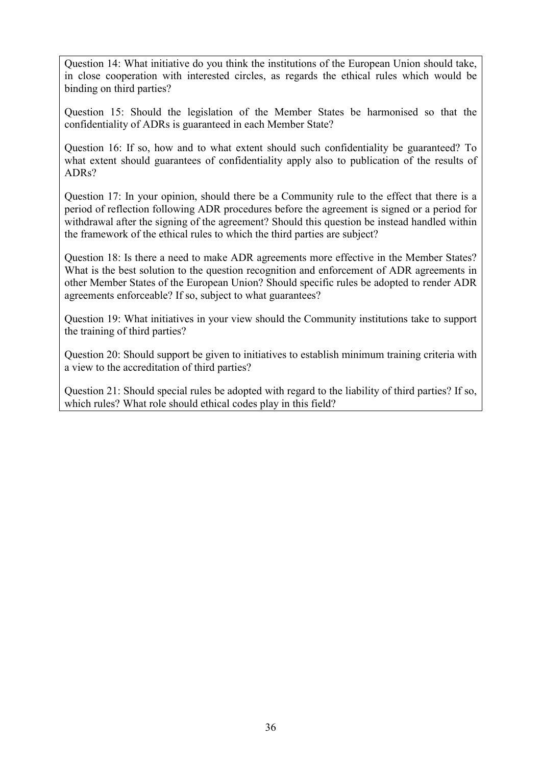Question 14: What initiative do you think the institutions of the European Union should take, in close cooperation with interested circles, as regards the ethical rules which would be binding on third parties?

Question 15: Should the legislation of the Member States be harmonised so that the confidentiality of ADRs is guaranteed in each Member State?

Question 16: If so, how and to what extent should such confidentiality be guaranteed? To what extent should guarantees of confidentiality apply also to publication of the results of ADRs?

Question 17: In your opinion, should there be a Community rule to the effect that there is a period of reflection following ADR procedures before the agreement is signed or a period for withdrawal after the signing of the agreement? Should this question be instead handled within the framework of the ethical rules to which the third parties are subject?

Question 18: Is there a need to make ADR agreements more effective in the Member States? What is the best solution to the question recognition and enforcement of ADR agreements in other Member States of the European Union? Should specific rules be adopted to render ADR agreements enforceable? If so, subject to what guarantees?

Question 19: What initiatives in your view should the Community institutions take to support the training of third parties?

Question 20: Should support be given to initiatives to establish minimum training criteria with a view to the accreditation of third parties?

Question 21: Should special rules be adopted with regard to the liability of third parties? If so, which rules? What role should ethical codes play in this field?